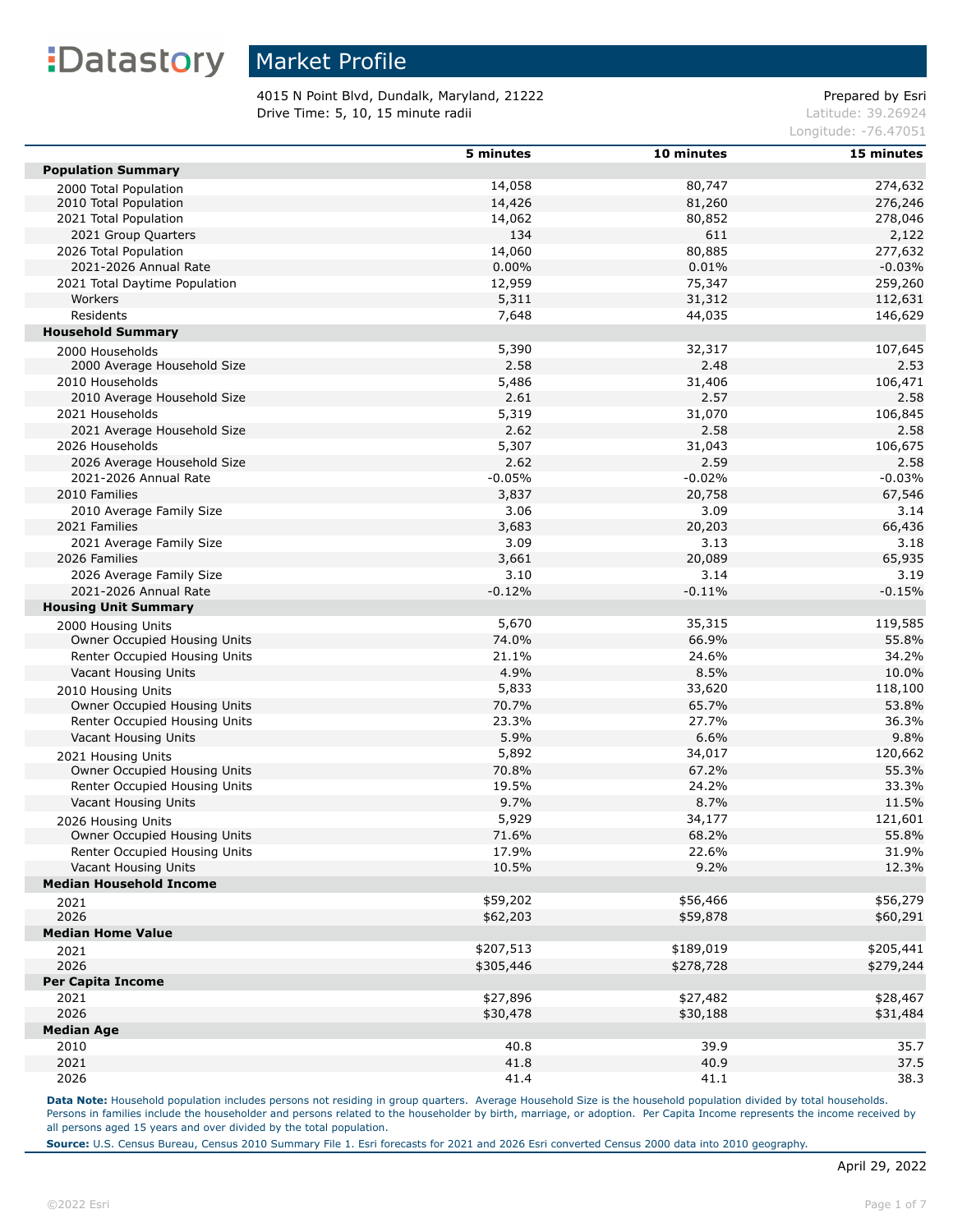Datastory

# Market Profile

4015 N Point Blvd, Dundalk, Maryland, 21222
Drive Time: 5, 10, 15 minute radii

Prepared by Esri
Latitude: 39.26924
Longitude: -76.47051

| | 5 minutes | 10 minutes | 15 minutes |
|---|---|---|---|
| **Population Summary** | | | |
| 2000 Total Population | 14,058 | 80,747 | 274,632 |
| 2010 Total Population | 14,426 | 81,260 | 276,246 |
| 2021 Total Population | 14,062 | 80,852 | 278,046 |
| 2021 Group Quarters | 134 | 611 | 2,122 |
| 2026 Total Population | 14,060 | 80,885 | 277,632 |
| 2021-2026 Annual Rate | 0.00% | 0.01% | -0.03% |
| 2021 Total Daytime Population | 12,959 | 75,347 | 259,260 |
| Workers | 5,311 | 31,312 | 112,631 |
| Residents | 7,648 | 44,035 | 146,629 |
| **Household Summary** | | | |
| 2000 Households | 5,390 | 32,317 | 107,645 |
| 2000 Average Household Size | 2.58 | 2.48 | 2.53 |
| 2010 Households | 5,486 | 31,406 | 106,471 |
| 2010 Average Household Size | 2.61 | 2.57 | 2.58 |
| 2021 Households | 5,319 | 31,070 | 106,845 |
| 2021 Average Household Size | 2.62 | 2.58 | 2.58 |
| 2026 Households | 5,307 | 31,043 | 106,675 |
| 2026 Average Household Size | 2.62 | 2.59 | 2.58 |
| 2021-2026 Annual Rate | -0.05% | -0.02% | -0.03% |
| 2010 Families | 3,837 | 20,758 | 67,546 |
| 2010 Average Family Size | 3.06 | 3.09 | 3.14 |
| 2021 Families | 3,683 | 20,203 | 66,436 |
| 2021 Average Family Size | 3.09 | 3.13 | 3.18 |
| 2026 Families | 3,661 | 20,089 | 65,935 |
| 2026 Average Family Size | 3.10 | 3.14 | 3.19 |
| 2021-2026 Annual Rate | -0.12% | -0.11% | -0.15% |
| **Housing Unit Summary** | | | |
| 2000 Housing Units | 5,670 | 35,315 | 119,585 |
| Owner Occupied Housing Units | 74.0% | 66.9% | 55.8% |
| Renter Occupied Housing Units | 21.1% | 24.6% | 34.2% |
| Vacant Housing Units | 4.9% | 8.5% | 10.0% |
| 2010 Housing Units | 5,833 | 33,620 | 118,100 |
| Owner Occupied Housing Units | 70.7% | 65.7% | 53.8% |
| Renter Occupied Housing Units | 23.3% | 27.7% | 36.3% |
| Vacant Housing Units | 5.9% | 6.6% | 9.8% |
| 2021 Housing Units | 5,892 | 34,017 | 120,662 |
| Owner Occupied Housing Units | 70.8% | 67.2% | 55.3% |
| Renter Occupied Housing Units | 19.5% | 24.2% | 33.3% |
| Vacant Housing Units | 9.7% | 8.7% | 11.5% |
| 2026 Housing Units | 5,929 | 34,177 | 121,601 |
| Owner Occupied Housing Units | 71.6% | 68.2% | 55.8% |
| Renter Occupied Housing Units | 17.9% | 22.6% | 31.9% |
| Vacant Housing Units | 10.5% | 9.2% | 12.3% |
| **Median Household Income** | | | |
| 2021 | $59,202 | $56,466 | $56,279 |
| 2026 | $62,203 | $59,878 | $60,291 |
| **Median Home Value** | | | |
| 2021 | $207,513 | $189,019 | $205,441 |
| 2026 | $305,446 | $278,728 | $279,244 |
| **Per Capita Income** | | | |
| 2021 | $27,896 | $27,482 | $28,467 |
| 2026 | $30,478 | $30,188 | $31,484 |
| **Median Age** | | | |
| 2010 | 40.8 | 39.9 | 35.7 |
| 2021 | 41.8 | 40.9 | 37.5 |
| 2026 | 41.4 | 41.1 | 38.3 |

**Data Note:** Household population includes persons not residing in group quarters. Average Household Size is the household population divided by total households. Persons in families include the householder and persons related to the householder by birth, marriage, or adoption. Per Capita Income represents the income received by all persons aged 15 years and over divided by the total population.

**Source:** U.S. Census Bureau, Census 2010 Summary File 1. Esri forecasts for 2021 and 2026 Esri converted Census 2000 data into 2010 geography.

April 29, 2022

©2022 Esri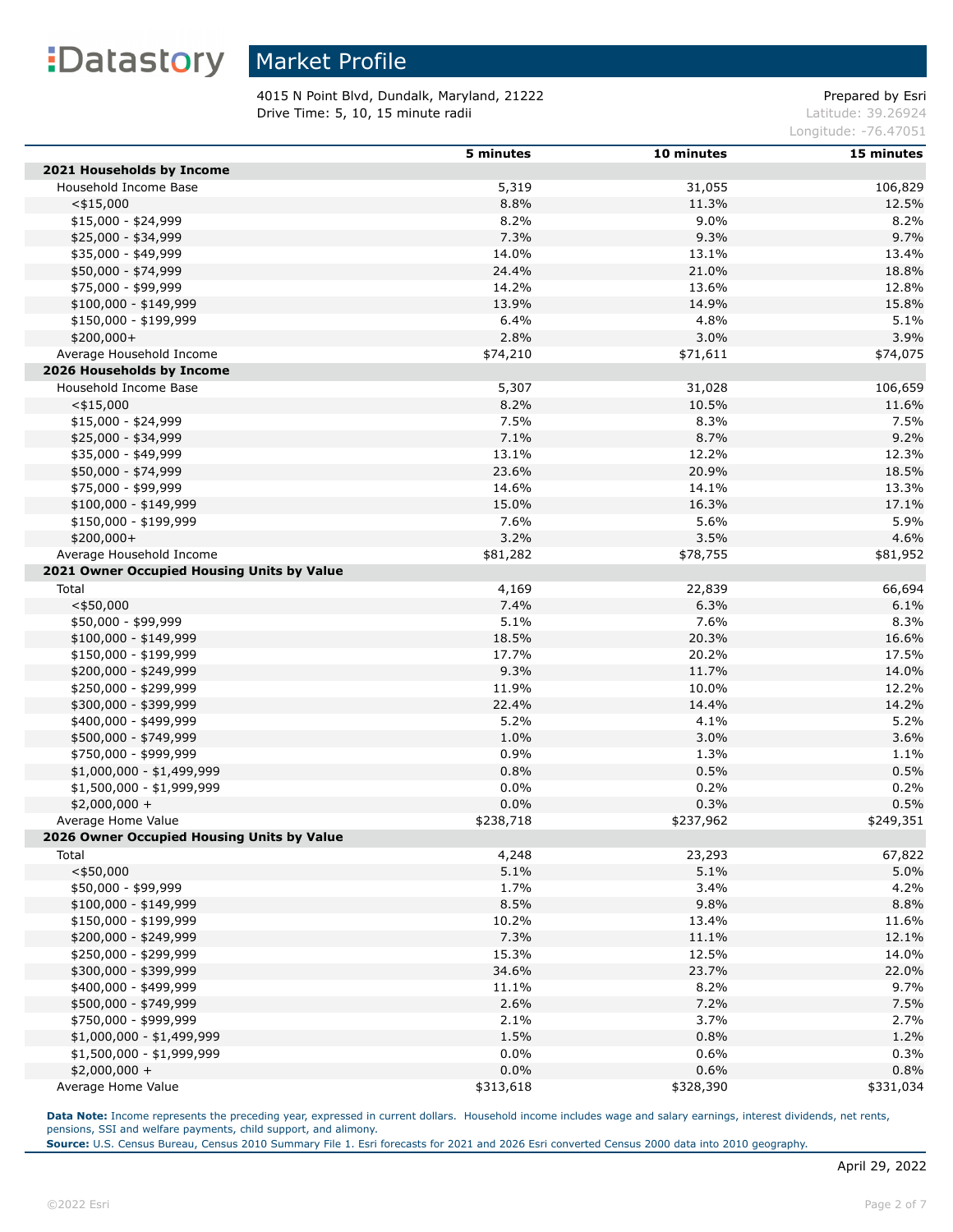Datastory

# Market Profile

4015 N Point Blvd, Dundalk, Maryland, 21222
Drive Time: 5, 10, 15 minute radii

Prepared by Esri
Latitude: 39.26924
Longitude: -76.47051

| | 5 minutes | 10 minutes | 15 minutes |
|---|---|---|---|
| **2021 Households by Income** | | | |
| Household Income Base | 5,319 | 31,055 | 106,829 |
| <$15,000 | 8.8% | 11.3% | 12.5% |
| $15,000 - $24,999 | 8.2% | 9.0% | 8.2% |
| $25,000 - $34,999 | 7.3% | 9.3% | 9.7% |
| $35,000 - $49,999 | 14.0% | 13.1% | 13.4% |
| $50,000 - $74,999 | 24.4% | 21.0% | 18.8% |
| $75,000 - $99,999 | 14.2% | 13.6% | 12.8% |
| $100,000 - $149,999 | 13.9% | 14.9% | 15.8% |
| $150,000 - $199,999 | 6.4% | 4.8% | 5.1% |
| $200,000+ | 2.8% | 3.0% | 3.9% |
| Average Household Income | $74,210 | $71,611 | $74,075 |
| **2026 Households by Income** | | | |
| Household Income Base | 5,307 | 31,028 | 106,659 |
| <$15,000 | 8.2% | 10.5% | 11.6% |
| $15,000 - $24,999 | 7.5% | 8.3% | 7.5% |
| $25,000 - $34,999 | 7.1% | 8.7% | 9.2% |
| $35,000 - $49,999 | 13.1% | 12.2% | 12.3% |
| $50,000 - $74,999 | 23.6% | 20.9% | 18.5% |
| $75,000 - $99,999 | 14.6% | 14.1% | 13.3% |
| $100,000 - $149,999 | 15.0% | 16.3% | 17.1% |
| $150,000 - $199,999 | 7.6% | 5.6% | 5.9% |
| $200,000+ | 3.2% | 3.5% | 4.6% |
| Average Household Income | $81,282 | $78,755 | $81,952 |
| **2021 Owner Occupied Housing Units by Value** | | | |
| Total | 4,169 | 22,839 | 66,694 |
| <$50,000 | 7.4% | 6.3% | 6.1% |
| $50,000 - $99,999 | 5.1% | 7.6% | 8.3% |
| $100,000 - $149,999 | 18.5% | 20.3% | 16.6% |
| $150,000 - $199,999 | 17.7% | 20.2% | 17.5% |
| $200,000 - $249,999 | 9.3% | 11.7% | 14.0% |
| $250,000 - $299,999 | 11.9% | 10.0% | 12.2% |
| $300,000 - $399,999 | 22.4% | 14.4% | 14.2% |
| $400,000 - $499,999 | 5.2% | 4.1% | 5.2% |
| $500,000 - $749,999 | 1.0% | 3.0% | 3.6% |
| $750,000 - $999,999 | 0.9% | 1.3% | 1.1% |
| $1,000,000 - $1,499,999 | 0.8% | 0.5% | 0.5% |
| $1,500,000 - $1,999,999 | 0.0% | 0.2% | 0.2% |
| $2,000,000 + | 0.0% | 0.3% | 0.5% |
| Average Home Value | $238,718 | $237,962 | $249,351 |
| **2026 Owner Occupied Housing Units by Value** | | | |
| Total | 4,248 | 23,293 | 67,822 |
| <$50,000 | 5.1% | 5.1% | 5.0% |
| $50,000 - $99,999 | 1.7% | 3.4% | 4.2% |
| $100,000 - $149,999 | 8.5% | 9.8% | 8.8% |
| $150,000 - $199,999 | 10.2% | 13.4% | 11.6% |
| $200,000 - $249,999 | 7.3% | 11.1% | 12.1% |
| $250,000 - $299,999 | 15.3% | 12.5% | 14.0% |
| $300,000 - $399,999 | 34.6% | 23.7% | 22.0% |
| $400,000 - $499,999 | 11.1% | 8.2% | 9.7% |
| $500,000 - $749,999 | 2.6% | 7.2% | 7.5% |
| $750,000 - $999,999 | 2.1% | 3.7% | 2.7% |
| $1,000,000 - $1,499,999 | 1.5% | 0.8% | 1.2% |
| $1,500,000 - $1,999,999 | 0.0% | 0.6% | 0.3% |
| $2,000,000 + | 0.0% | 0.6% | 0.8% |
| Average Home Value | $313,618 | $328,390 | $331,034 |

**Data Note:** Income represents the preceding year, expressed in current dollars. Household income includes wage and salary earnings, interest dividends, net rents, pensions, SSI and welfare payments, child support, and alimony.
**Source:** U.S. Census Bureau, Census 2010 Summary File 1. Esri forecasts for 2021 and 2026 Esri converted Census 2000 data into 2010 geography.

April 29, 2022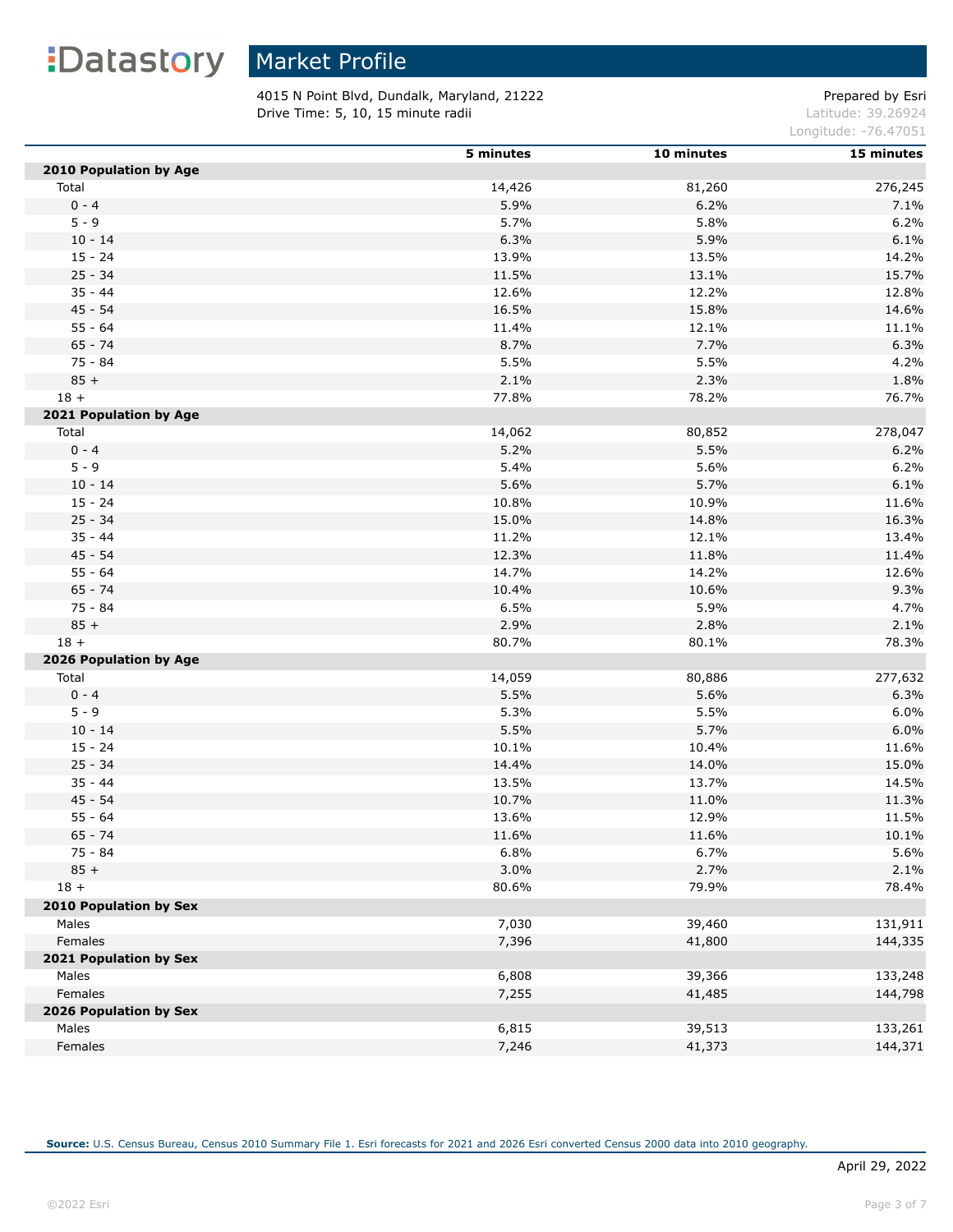# Market Profile

4015 N Point Blvd, Dundalk, Maryland, 21222
Drive Time: 5, 10, 15 minute radii

Prepared by Esri
Latitude: 39.26924
Longitude: -76.47051

| | 5 minutes | 10 minutes | 15 minutes |
|---|---|---|---|
| **2010 Population by Age** | | | |
| Total | 14,426 | 81,260 | 276,245 |
| 0 - 4 | 5.9% | 6.2% | 7.1% |
| 5 - 9 | 5.7% | 5.8% | 6.2% |
| 10 - 14 | 6.3% | 5.9% | 6.1% |
| 15 - 24 | 13.9% | 13.5% | 14.2% |
| 25 - 34 | 11.5% | 13.1% | 15.7% |
| 35 - 44 | 12.6% | 12.2% | 12.8% |
| 45 - 54 | 16.5% | 15.8% | 14.6% |
| 55 - 64 | 11.4% | 12.1% | 11.1% |
| 65 - 74 | 8.7% | 7.7% | 6.3% |
| 75 - 84 | 5.5% | 5.5% | 4.2% |
| 85 + | 2.1% | 2.3% | 1.8% |
| 18 + | 77.8% | 78.2% | 76.7% |
| **2021 Population by Age** | | | |
| Total | 14,062 | 80,852 | 278,047 |
| 0 - 4 | 5.2% | 5.5% | 6.2% |
| 5 - 9 | 5.4% | 5.6% | 6.2% |
| 10 - 14 | 5.6% | 5.7% | 6.1% |
| 15 - 24 | 10.8% | 10.9% | 11.6% |
| 25 - 34 | 15.0% | 14.8% | 16.3% |
| 35 - 44 | 11.2% | 12.1% | 13.4% |
| 45 - 54 | 12.3% | 11.8% | 11.4% |
| 55 - 64 | 14.7% | 14.2% | 12.6% |
| 65 - 74 | 10.4% | 10.6% | 9.3% |
| 75 - 84 | 6.5% | 5.9% | 4.7% |
| 85 + | 2.9% | 2.8% | 2.1% |
| 18 + | 80.7% | 80.1% | 78.3% |
| **2026 Population by Age** | | | |
| Total | 14,059 | 80,886 | 277,632 |
| 0 - 4 | 5.5% | 5.6% | 6.3% |
| 5 - 9 | 5.3% | 5.5% | 6.0% |
| 10 - 14 | 5.5% | 5.7% | 6.0% |
| 15 - 24 | 10.1% | 10.4% | 11.6% |
| 25 - 34 | 14.4% | 14.0% | 15.0% |
| 35 - 44 | 13.5% | 13.7% | 14.5% |
| 45 - 54 | 10.7% | 11.0% | 11.3% |
| 55 - 64 | 13.6% | 12.9% | 11.5% |
| 65 - 74 | 11.6% | 11.6% | 10.1% |
| 75 - 84 | 6.8% | 6.7% | 5.6% |
| 85 + | 3.0% | 2.7% | 2.1% |
| 18 + | 80.6% | 79.9% | 78.4% |
| **2010 Population by Sex** | | | |
| Males | 7,030 | 39,460 | 131,911 |
| Females | 7,396 | 41,800 | 144,335 |
| **2021 Population by Sex** | | | |
| Males | 6,808 | 39,366 | 133,248 |
| Females | 7,255 | 41,485 | 144,798 |
| **2026 Population by Sex** | | | |
| Males | 6,815 | 39,513 | 133,261 |
| Females | 7,246 | 41,373 | 144,371 |

**Source:** U.S. Census Bureau, Census 2010 Summary File 1. Esri forecasts for 2021 and 2026 Esri converted Census 2000 data into 2010 geography.

April 29, 2022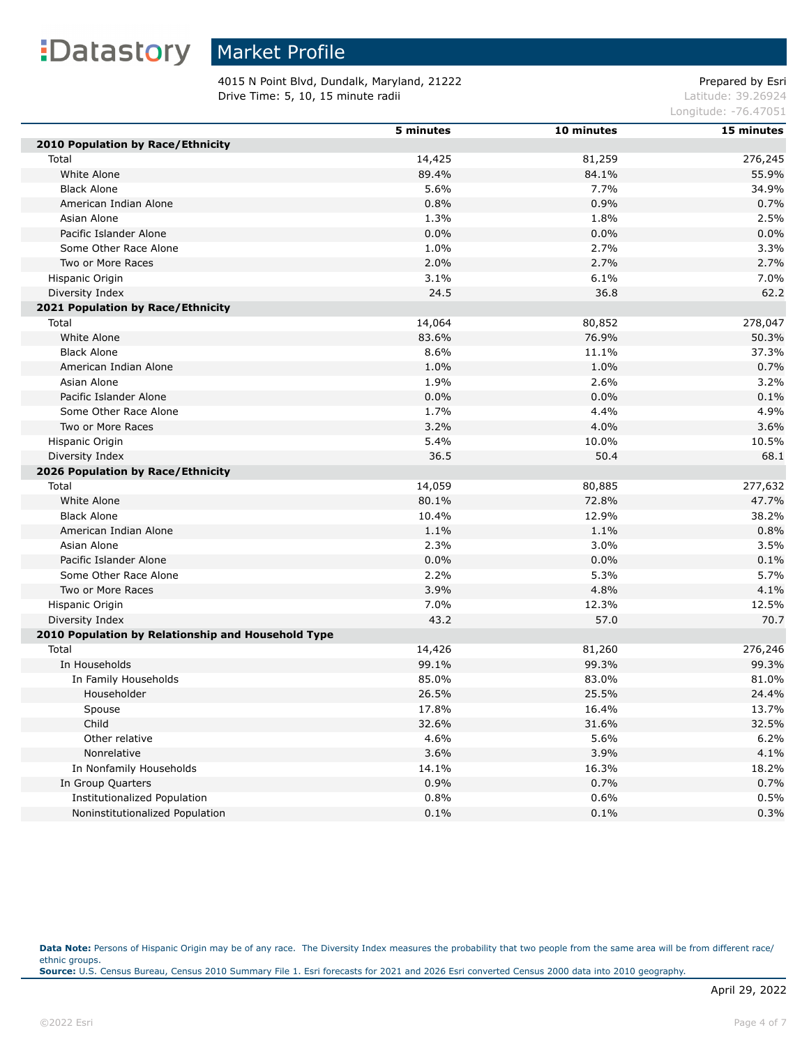# Market Profile

4015 N Point Blvd, Dundalk, Maryland, 21222
Drive Time: 5, 10, 15 minute radii

Prepared by Esri
Latitude: 39.26924
Longitude: -76.47051

| | 5 minutes | 10 minutes | 15 minutes |
|---|---|---|---|
| **2010 Population by Race/Ethnicity** | | | |
| Total | 14,425 | 81,259 | 276,245 |
| White Alone | 89.4% | 84.1% | 55.9% |
| Black Alone | 5.6% | 7.7% | 34.9% |
| American Indian Alone | 0.8% | 0.9% | 0.7% |
| Asian Alone | 1.3% | 1.8% | 2.5% |
| Pacific Islander Alone | 0.0% | 0.0% | 0.0% |
| Some Other Race Alone | 1.0% | 2.7% | 3.3% |
| Two or More Races | 2.0% | 2.7% | 2.7% |
| Hispanic Origin | 3.1% | 6.1% | 7.0% |
| Diversity Index | 24.5 | 36.8 | 62.2 |
| **2021 Population by Race/Ethnicity** | | | |
| Total | 14,064 | 80,852 | 278,047 |
| White Alone | 83.6% | 76.9% | 50.3% |
| Black Alone | 8.6% | 11.1% | 37.3% |
| American Indian Alone | 1.0% | 1.0% | 0.7% |
| Asian Alone | 1.9% | 2.6% | 3.2% |
| Pacific Islander Alone | 0.0% | 0.0% | 0.1% |
| Some Other Race Alone | 1.7% | 4.4% | 4.9% |
| Two or More Races | 3.2% | 4.0% | 3.6% |
| Hispanic Origin | 5.4% | 10.0% | 10.5% |
| Diversity Index | 36.5 | 50.4 | 68.1 |
| **2026 Population by Race/Ethnicity** | | | |
| Total | 14,059 | 80,885 | 277,632 |
| White Alone | 80.1% | 72.8% | 47.7% |
| Black Alone | 10.4% | 12.9% | 38.2% |
| American Indian Alone | 1.1% | 1.1% | 0.8% |
| Asian Alone | 2.3% | 3.0% | 3.5% |
| Pacific Islander Alone | 0.0% | 0.0% | 0.1% |
| Some Other Race Alone | 2.2% | 5.3% | 5.7% |
| Two or More Races | 3.9% | 4.8% | 4.1% |
| Hispanic Origin | 7.0% | 12.3% | 12.5% |
| Diversity Index | 43.2 | 57.0 | 70.7 |
| **2010 Population by Relationship and Household Type** | | | |
| Total | 14,426 | 81,260 | 276,246 |
| In Households | 99.1% | 99.3% | 99.3% |
| In Family Households | 85.0% | 83.0% | 81.0% |
| Householder | 26.5% | 25.5% | 24.4% |
| Spouse | 17.8% | 16.4% | 13.7% |
| Child | 32.6% | 31.6% | 32.5% |
| Other relative | 4.6% | 5.6% | 6.2% |
| Nonrelative | 3.6% | 3.9% | 4.1% |
| In Nonfamily Households | 14.1% | 16.3% | 18.2% |
| In Group Quarters | 0.9% | 0.7% | 0.7% |
| Institutionalized Population | 0.8% | 0.6% | 0.5% |
| Noninstitutionalized Population | 0.1% | 0.1% | 0.3% |

**Data Note:** Persons of Hispanic Origin may be of any race. The Diversity Index measures the probability that two people from the same area will be from different race/ethnic groups.
**Source:** U.S. Census Bureau, Census 2010 Summary File 1. Esri forecasts for 2021 and 2026 Esri converted Census 2000 data into 2010 geography.

April 29, 2022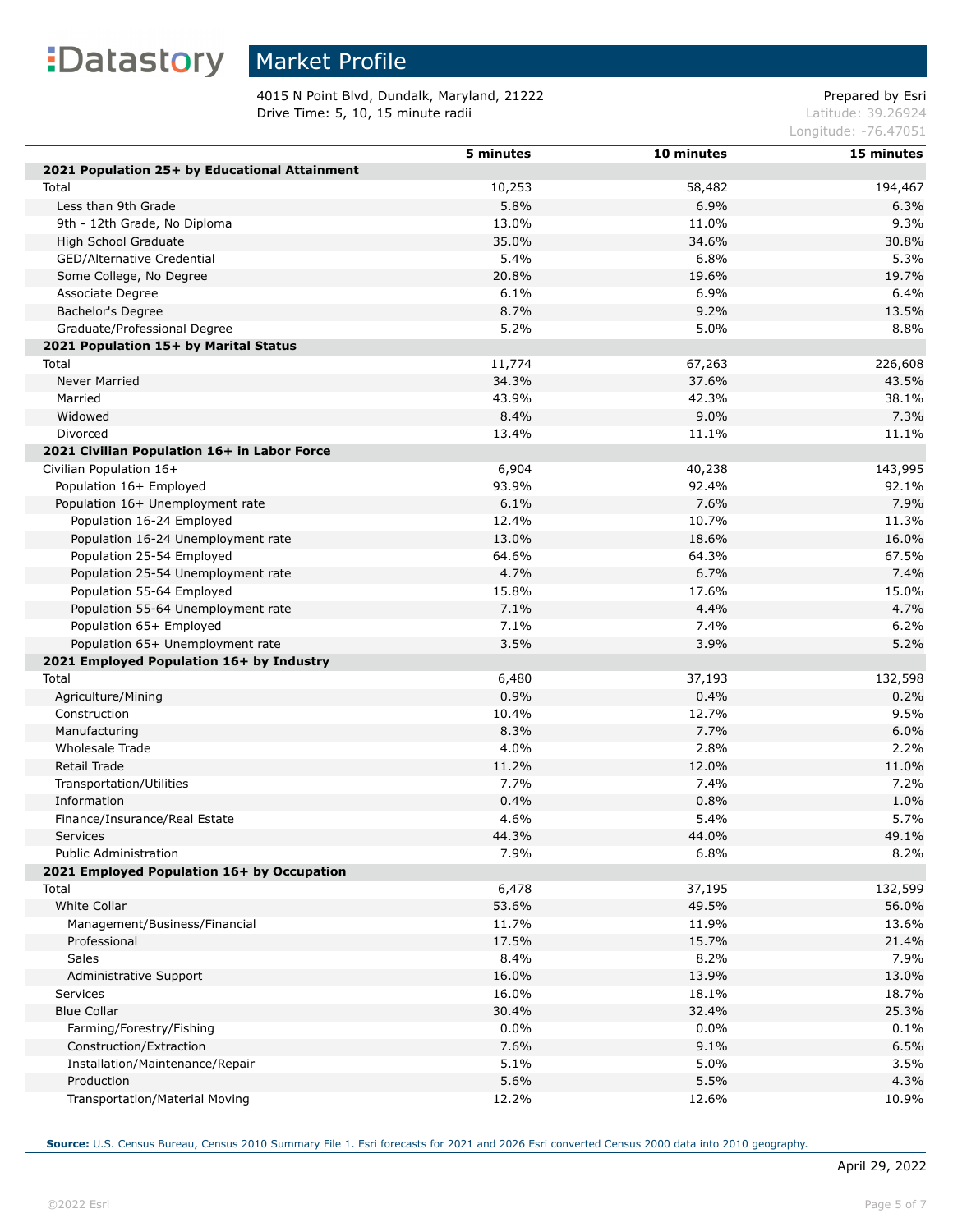# Market Profile

4015 N Point Blvd, Dundalk, Maryland, 21222
Drive Time: 5, 10, 15 minute radii

Prepared by Esri
Latitude: 39.26924
Longitude: -76.47051

| | 5 minutes | 10 minutes | 15 minutes |
|---|---|---|---|
| **2021 Population 25+ by Educational Attainment** | | | |
| Total | 10,253 | 58,482 | 194,467 |
| Less than 9th Grade | 5.8% | 6.9% | 6.3% |
| 9th - 12th Grade, No Diploma | 13.0% | 11.0% | 9.3% |
| High School Graduate | 35.0% | 34.6% | 30.8% |
| GED/Alternative Credential | 5.4% | 6.8% | 5.3% |
| Some College, No Degree | 20.8% | 19.6% | 19.7% |
| Associate Degree | 6.1% | 6.9% | 6.4% |
| Bachelor's Degree | 8.7% | 9.2% | 13.5% |
| Graduate/Professional Degree | 5.2% | 5.0% | 8.8% |
| **2021 Population 15+ by Marital Status** | | | |
| Total | 11,774 | 67,263 | 226,608 |
| Never Married | 34.3% | 37.6% | 43.5% |
| Married | 43.9% | 42.3% | 38.1% |
| Widowed | 8.4% | 9.0% | 7.3% |
| Divorced | 13.4% | 11.1% | 11.1% |
| **2021 Civilian Population 16+ in Labor Force** | | | |
| Civilian Population 16+ | 6,904 | 40,238 | 143,995 |
| Population 16+ Employed | 93.9% | 92.4% | 92.1% |
| Population 16+ Unemployment rate | 6.1% | 7.6% | 7.9% |
| Population 16-24 Employed | 12.4% | 10.7% | 11.3% |
| Population 16-24 Unemployment rate | 13.0% | 18.6% | 16.0% |
| Population 25-54 Employed | 64.6% | 64.3% | 67.5% |
| Population 25-54 Unemployment rate | 4.7% | 6.7% | 7.4% |
| Population 55-64 Employed | 15.8% | 17.6% | 15.0% |
| Population 55-64 Unemployment rate | 7.1% | 4.4% | 4.7% |
| Population 65+ Employed | 7.1% | 7.4% | 6.2% |
| Population 65+ Unemployment rate | 3.5% | 3.9% | 5.2% |
| **2021 Employed Population 16+ by Industry** | | | |
| Total | 6,480 | 37,193 | 132,598 |
| Agriculture/Mining | 0.9% | 0.4% | 0.2% |
| Construction | 10.4% | 12.7% | 9.5% |
| Manufacturing | 8.3% | 7.7% | 6.0% |
| Wholesale Trade | 4.0% | 2.8% | 2.2% |
| Retail Trade | 11.2% | 12.0% | 11.0% |
| Transportation/Utilities | 7.7% | 7.4% | 7.2% |
| Information | 0.4% | 0.8% | 1.0% |
| Finance/Insurance/Real Estate | 4.6% | 5.4% | 5.7% |
| Services | 44.3% | 44.0% | 49.1% |
| Public Administration | 7.9% | 6.8% | 8.2% |
| **2021 Employed Population 16+ by Occupation** | | | |
| Total | 6,478 | 37,195 | 132,599 |
| White Collar | 53.6% | 49.5% | 56.0% |
| Management/Business/Financial | 11.7% | 11.9% | 13.6% |
| Professional | 17.5% | 15.7% | 21.4% |
| Sales | 8.4% | 8.2% | 7.9% |
| Administrative Support | 16.0% | 13.9% | 13.0% |
| Services | 16.0% | 18.1% | 18.7% |
| Blue Collar | 30.4% | 32.4% | 25.3% |
| Farming/Forestry/Fishing | 0.0% | 0.0% | 0.1% |
| Construction/Extraction | 7.6% | 9.1% | 6.5% |
| Installation/Maintenance/Repair | 5.1% | 5.0% | 3.5% |
| Production | 5.6% | 5.5% | 4.3% |
| Transportation/Material Moving | 12.2% | 12.6% | 10.9% |

**Source:** U.S. Census Bureau, Census 2010 Summary File 1. Esri forecasts for 2021 and 2026 Esri converted Census 2000 data into 2010 geography.

April 29, 2022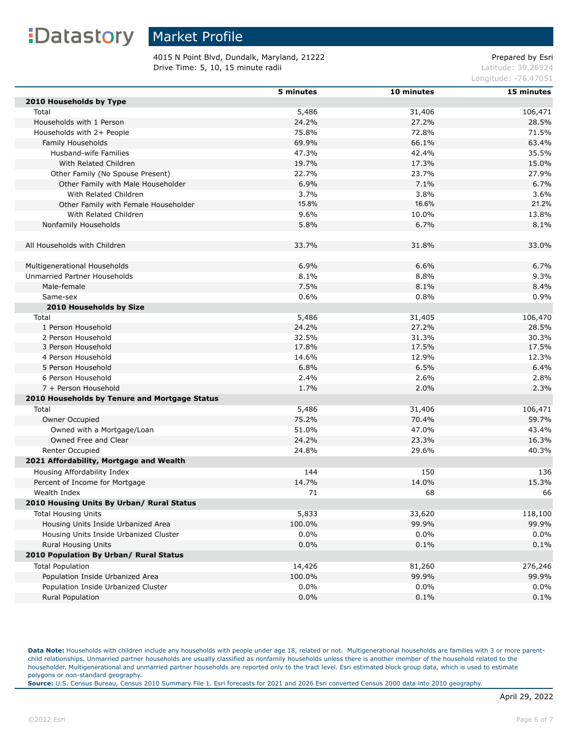# Market Profile

4015 N Point Blvd, Dundalk, Maryland, 21222
Drive Time: 5, 10, 15 minute radii

Prepared by Esri
Latitude: 39.26924
Longitude: -76.47051

| | 5 minutes | 10 minutes | 15 minutes |
|---|---|---|---|
| **2010 Households by Type** | | | |
| Total | 5,486 | 31,406 | 106,471 |
| Households with 1 Person | 24.2% | 27.2% | 28.5% |
| Households with 2+ People | 75.8% | 72.8% | 71.5% |
| Family Households | 69.9% | 66.1% | 63.4% |
| Husband-wife Families | 47.3% | 42.4% | 35.5% |
| With Related Children | 19.7% | 17.3% | 15.0% |
| Other Family (No Spouse Present) | 22.7% | 23.7% | 27.9% |
| Other Family with Male Householder | 6.9% | 7.1% | 6.7% |
| With Related Children | 3.7% | 3.8% | 3.6% |
| Other Family with Female Householder | 15.8% | 16.6% | 21.2% |
| With Related Children | 9.6% | 10.0% | 13.8% |
| Nonfamily Households | 5.8% | 6.7% | 8.1% |
| | | | |
| All Households with Children | 33.7% | 31.8% | 33.0% |
| | | | |
| Multigenerational Households | 6.9% | 6.6% | 6.7% |
| Unmarried Partner Households | 8.1% | 8.8% | 9.3% |
| Male-female | 7.5% | 8.1% | 8.4% |
| Same-sex | 0.6% | 0.8% | 0.9% |
| **2010 Households by Size** | | | |
| Total | 5,486 | 31,405 | 106,470 |
| 1 Person Household | 24.2% | 27.2% | 28.5% |
| 2 Person Household | 32.5% | 31.3% | 30.3% |
| 3 Person Household | 17.8% | 17.5% | 17.5% |
| 4 Person Household | 14.6% | 12.9% | 12.3% |
| 5 Person Household | 6.8% | 6.5% | 6.4% |
| 6 Person Household | 2.4% | 2.6% | 2.8% |
| 7 + Person Household | 1.7% | 2.0% | 2.3% |
| **2010 Households by Tenure and Mortgage Status** | | | |
| Total | 5,486 | 31,406 | 106,471 |
| Owner Occupied | 75.2% | 70.4% | 59.7% |
| Owned with a Mortgage/Loan | 51.0% | 47.0% | 43.4% |
| Owned Free and Clear | 24.2% | 23.3% | 16.3% |
| Renter Occupied | 24.8% | 29.6% | 40.3% |
| **2021 Affordability, Mortgage and Wealth** | | | |
| Housing Affordability Index | 144 | 150 | 136 |
| Percent of Income for Mortgage | 14.7% | 14.0% | 15.3% |
| Wealth Index | 71 | 68 | 66 |
| **2010 Housing Units By Urban/ Rural Status** | | | |
| Total Housing Units | 5,833 | 33,620 | 118,100 |
| Housing Units Inside Urbanized Area | 100.0% | 99.9% | 99.9% |
| Housing Units Inside Urbanized Cluster | 0.0% | 0.0% | 0.0% |
| Rural Housing Units | 0.0% | 0.1% | 0.1% |
| **2010 Population By Urban/ Rural Status** | | | |
| Total Population | 14,426 | 81,260 | 276,246 |
| Population Inside Urbanized Area | 100.0% | 99.9% | 99.9% |
| Population Inside Urbanized Cluster | 0.0% | 0.0% | 0.0% |
| Rural Population | 0.0% | 0.1% | 0.1% |

**Data Note:** Households with children include any households with people under age 18, related or not. Multigenerational households are families with 3 or more parent-child relationships. Unmarried partner households are usually classified as nonfamily households unless there is another member of the household related to the householder. Multigenerational and unmarried partner households are reported only to the tract level. Esri estimated block group data, which is used to estimate polygons or non-standard geography.
**Source:** U.S. Census Bureau, Census 2010 Summary File 1. Esri forecasts for 2021 and 2026 Esri converted Census 2000 data into 2010 geography.

April 29, 2022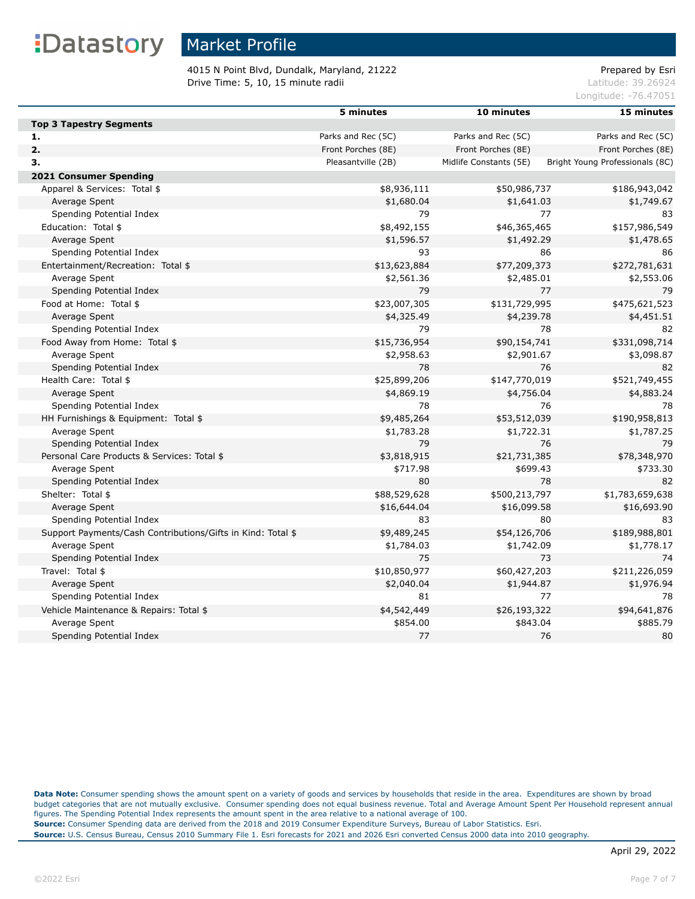# Market Profile

4015 N Point Blvd, Dundalk, Maryland, 21222
Drive Time: 5, 10, 15 minute radii

Prepared by Esri
Latitude: 39.26924
Longitude: -76.47051

| | 5 minutes | 10 minutes | 15 minutes |
|---|---|---|---|
| **Top 3 Tapestry Segments** | | | |
| **1.** | Parks and Rec (5C) | Parks and Rec (5C) | Parks and Rec (5C) |
| **2.** | Front Porches (8E) | Front Porches (8E) | Front Porches (8E) |
| **3.** | Pleasantville (2B) | Midlife Constants (5E) | Bright Young Professionals (8C) |
| **2021 Consumer Spending** | | | |
| Apparel & Services: Total $ | $8,936,111 | $50,986,737 | $186,943,042 |
| Average Spent | $1,680.04 | $1,641.03 | $1,749.67 |
| Spending Potential Index | 79 | 77 | 83 |
| Education: Total $ | $8,492,155 | $46,365,465 | $157,986,549 |
| Average Spent | $1,596.57 | $1,492.29 | $1,478.65 |
| Spending Potential Index | 93 | 86 | 86 |
| Entertainment/Recreation: Total $ | $13,623,884 | $77,209,373 | $272,781,631 |
| Average Spent | $2,561.36 | $2,485.01 | $2,553.06 |
| Spending Potential Index | 79 | 77 | 79 |
| Food at Home: Total $ | $23,007,305 | $131,729,995 | $475,621,523 |
| Average Spent | $4,325.49 | $4,239.78 | $4,451.51 |
| Spending Potential Index | 79 | 78 | 82 |
| Food Away from Home: Total $ | $15,736,954 | $90,154,741 | $331,098,714 |
| Average Spent | $2,958.63 | $2,901.67 | $3,098.87 |
| Spending Potential Index | 78 | 76 | 82 |
| Health Care: Total $ | $25,899,206 | $147,770,019 | $521,749,455 |
| Average Spent | $4,869.19 | $4,756.04 | $4,883.24 |
| Spending Potential Index | 78 | 76 | 78 |
| HH Furnishings & Equipment: Total $ | $9,485,264 | $53,512,039 | $190,958,813 |
| Average Spent | $1,783.28 | $1,722.31 | $1,787.25 |
| Spending Potential Index | 79 | 76 | 79 |
| Personal Care Products & Services: Total $ | $3,818,915 | $21,731,385 | $78,348,970 |
| Average Spent | $717.98 | $699.43 | $733.30 |
| Spending Potential Index | 80 | 78 | 82 |
| Shelter: Total $ | $88,529,628 | $500,213,797 | $1,783,659,638 |
| Average Spent | $16,644.04 | $16,099.58 | $16,693.90 |
| Spending Potential Index | 83 | 80 | 83 |
| Support Payments/Cash Contributions/Gifts in Kind: Total $ | $9,489,245 | $54,126,706 | $189,988,801 |
| Average Spent | $1,784.03 | $1,742.09 | $1,778.17 |
| Spending Potential Index | 75 | 73 | 74 |
| Travel: Total $ | $10,850,977 | $60,427,203 | $211,226,059 |
| Average Spent | $2,040.04 | $1,944.87 | $1,976.94 |
| Spending Potential Index | 81 | 77 | 78 |
| Vehicle Maintenance & Repairs: Total $ | $4,542,449 | $26,193,322 | $94,641,876 |
| Average Spent | $854.00 | $843.04 | $885.79 |
| Spending Potential Index | 77 | 76 | 80 |

**Data Note:** Consumer spending shows the amount spent on a variety of goods and services by households that reside in the area. Expenditures are shown by broad budget categories that are not mutually exclusive. Consumer spending does not equal business revenue. Total and Average Amount Spent Per Household represent annual figures. The Spending Potential Index represents the amount spent in the area relative to a national average of 100.
**Source:** Consumer Spending data are derived from the 2018 and 2019 Consumer Expenditure Surveys, Bureau of Labor Statistics. Esri.
**Source:** U.S. Census Bureau, Census 2010 Summary File 1. Esri forecasts for 2021 and 2026 Esri converted Census 2000 data into 2010 geography.

April 29, 2022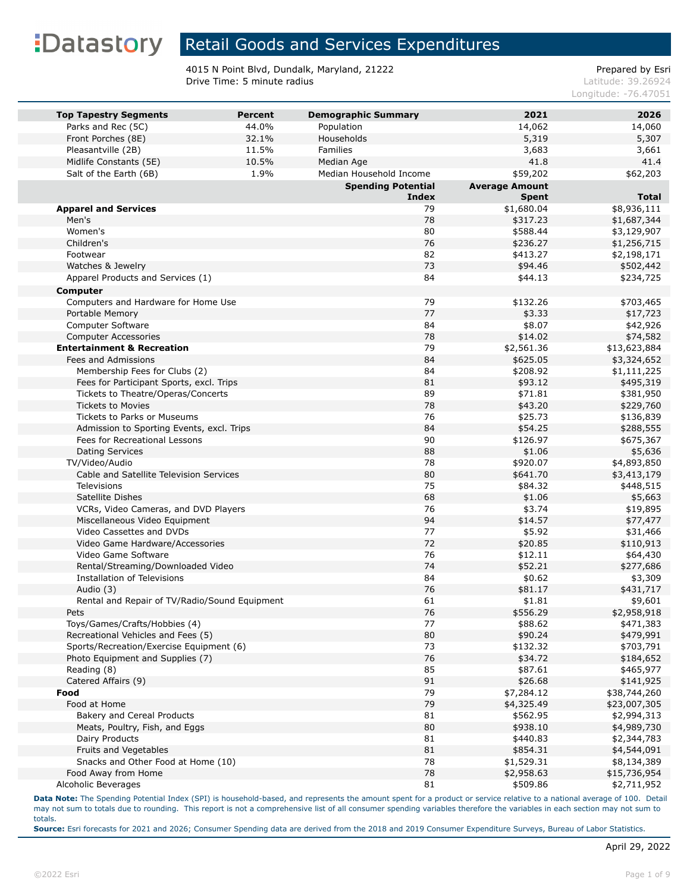Datastory

# Retail Goods and Services Expenditures

4015 N Point Blvd, Dundalk, Maryland, 21222
Drive Time: 5 minute radius

Prepared by Esri
Latitude: 39.26924
Longitude: -76.47051

| Top Tapestry Segments | Percent | Demographic Summary | 2021 | 2026 |
|---|---|---|---|---|
| Parks and Rec (5C) | 44.0% | Population | 14,062 | 14,060 |
| Front Porches (8E) | 32.1% | Households | 5,319 | 5,307 |
| Pleasantville (2B) | 11.5% | Families | 3,683 | 3,661 |
| Midlife Constants (5E) | 10.5% | Median Age | 41.8 | 41.4 |
| Salt of the Earth (6B) | 1.9% | Median Household Income | $59,202 | $62,203 |

| | Spending Potential Index | Average Amount Spent | Total |
|---|---|---|---|
| **Apparel and Services** | 79 | $1,680.04 | $8,936,111 |
| Men's | 78 | $317.23 | $1,687,344 |
| Women's | 80 | $588.44 | $3,129,907 |
| Children's | 76 | $236.27 | $1,256,715 |
| Footwear | 82 | $413.27 | $2,198,171 |
| Watches & Jewelry | 73 | $94.46 | $502,442 |
| Apparel Products and Services (1) | 84 | $44.13 | $234,725 |
| **Computer** | | | |
| Computers and Hardware for Home Use | 79 | $132.26 | $703,465 |
| Portable Memory | 77 | $3.33 | $17,723 |
| Computer Software | 84 | $8.07 | $42,926 |
| Computer Accessories | 78 | $14.02 | $74,582 |
| **Entertainment & Recreation** | 79 | $2,561.36 | $13,623,884 |
| Fees and Admissions | 84 | $625.05 | $3,324,652 |
| Membership Fees for Clubs (2) | 84 | $208.92 | $1,111,225 |
| Fees for Participant Sports, excl. Trips | 81 | $93.12 | $495,319 |
| Tickets to Theatre/Operas/Concerts | 89 | $71.81 | $381,950 |
| Tickets to Movies | 78 | $43.20 | $229,760 |
| Tickets to Parks or Museums | 76 | $25.73 | $136,839 |
| Admission to Sporting Events, excl. Trips | 84 | $54.25 | $288,555 |
| Fees for Recreational Lessons | 90 | $126.97 | $675,367 |
| Dating Services | 88 | $1.06 | $5,636 |
| TV/Video/Audio | 78 | $920.07 | $4,893,850 |
| Cable and Satellite Television Services | 80 | $641.70 | $3,413,179 |
| Televisions | 75 | $84.32 | $448,515 |
| Satellite Dishes | 68 | $1.06 | $5,663 |
| VCRs, Video Cameras, and DVD Players | 76 | $3.74 | $19,895 |
| Miscellaneous Video Equipment | 94 | $14.57 | $77,477 |
| Video Cassettes and DVDs | 77 | $5.92 | $31,466 |
| Video Game Hardware/Accessories | 72 | $20.85 | $110,913 |
| Video Game Software | 76 | $12.11 | $64,430 |
| Rental/Streaming/Downloaded Video | 74 | $52.21 | $277,686 |
| Installation of Televisions | 84 | $0.62 | $3,309 |
| Audio (3) | 76 | $81.17 | $431,717 |
| Rental and Repair of TV/Radio/Sound Equipment | 61 | $1.81 | $9,601 |
| Pets | 76 | $556.29 | $2,958,918 |
| Toys/Games/Crafts/Hobbies (4) | 77 | $88.62 | $471,383 |
| Recreational Vehicles and Fees (5) | 80 | $90.24 | $479,991 |
| Sports/Recreation/Exercise Equipment (6) | 73 | $132.32 | $703,791 |
| Photo Equipment and Supplies (7) | 76 | $34.72 | $184,652 |
| Reading (8) | 85 | $87.61 | $465,977 |
| Catered Affairs (9) | 91 | $26.68 | $141,925 |
| **Food** | 79 | $7,284.12 | $38,744,260 |
| Food at Home | 79 | $4,325.49 | $23,007,305 |
| Bakery and Cereal Products | 81 | $562.95 | $2,994,313 |
| Meats, Poultry, Fish, and Eggs | 80 | $938.10 | $4,989,730 |
| Dairy Products | 81 | $440.83 | $2,344,783 |
| Fruits and Vegetables | 81 | $854.31 | $4,544,091 |
| Snacks and Other Food at Home (10) | 78 | $1,529.31 | $8,134,389 |
| Food Away from Home | 78 | $2,958.63 | $15,736,954 |
| Alcoholic Beverages | 81 | $509.86 | $2,711,952 |

**Data Note:** The Spending Potential Index (SPI) is household-based, and represents the amount spent for a product or service relative to a national average of 100. Detail may not sum to totals due to rounding. This report is not a comprehensive list of all consumer spending variables therefore the variables in each section may not sum to totals.

**Source:** Esri forecasts for 2021 and 2026; Consumer Spending data are derived from the 2018 and 2019 Consumer Expenditure Surveys, Bureau of Labor Statistics.

April 29, 2022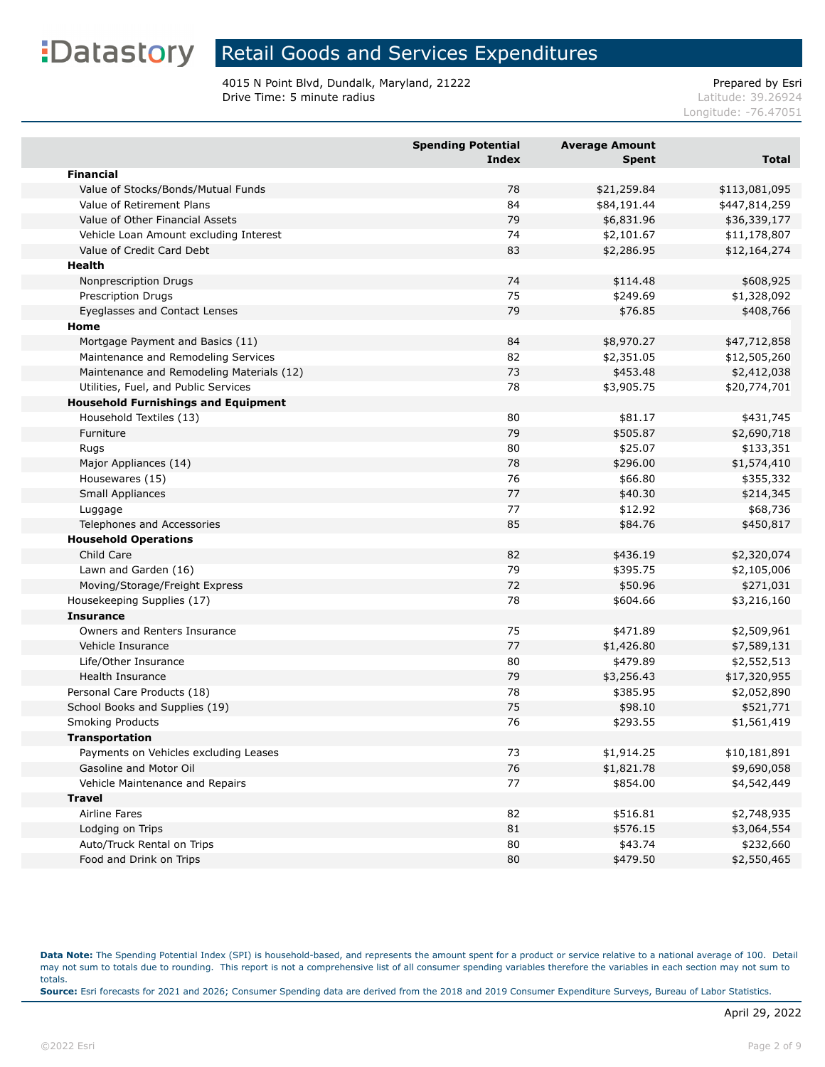# Retail Goods and Services Expenditures

4015 N Point Blvd, Dundalk, Maryland, 21222
Drive Time: 5 minute radius

Prepared by Esri
Latitude: 39.26924
Longitude: -76.47051

| | Spending Potential Index | Average Amount Spent | Total |
|---|---|---|---|
| **Financial** | | | |
| Value of Stocks/Bonds/Mutual Funds | 78 | $21,259.84 | $113,081,095 |
| Value of Retirement Plans | 84 | $84,191.44 | $447,814,259 |
| Value of Other Financial Assets | 79 | $6,831.96 | $36,339,177 |
| Vehicle Loan Amount excluding Interest | 74 | $2,101.67 | $11,178,807 |
| Value of Credit Card Debt | 83 | $2,286.95 | $12,164,274 |
| **Health** | | | |
| Nonprescription Drugs | 74 | $114.48 | $608,925 |
| Prescription Drugs | 75 | $249.69 | $1,328,092 |
| Eyeglasses and Contact Lenses | 79 | $76.85 | $408,766 |
| **Home** | | | |
| Mortgage Payment and Basics (11) | 84 | $8,970.27 | $47,712,858 |
| Maintenance and Remodeling Services | 82 | $2,351.05 | $12,505,260 |
| Maintenance and Remodeling Materials (12) | 73 | $453.48 | $2,412,038 |
| Utilities, Fuel, and Public Services | 78 | $3,905.75 | $20,774,701 |
| **Household Furnishings and Equipment** | | | |
| Household Textiles (13) | 80 | $81.17 | $431,745 |
| Furniture | 79 | $505.87 | $2,690,718 |
| Rugs | 80 | $25.07 | $133,351 |
| Major Appliances (14) | 78 | $296.00 | $1,574,410 |
| Housewares (15) | 76 | $66.80 | $355,332 |
| Small Appliances | 77 | $40.30 | $214,345 |
| Luggage | 77 | $12.92 | $68,736 |
| Telephones and Accessories | 85 | $84.76 | $450,817 |
| **Household Operations** | | | |
| Child Care | 82 | $436.19 | $2,320,074 |
| Lawn and Garden (16) | 79 | $395.75 | $2,105,006 |
| Moving/Storage/Freight Express | 72 | $50.96 | $271,031 |
| Housekeeping Supplies (17) | 78 | $604.66 | $3,216,160 |
| **Insurance** | | | |
| Owners and Renters Insurance | 75 | $471.89 | $2,509,961 |
| Vehicle Insurance | 77 | $1,426.80 | $7,589,131 |
| Life/Other Insurance | 80 | $479.89 | $2,552,513 |
| Health Insurance | 79 | $3,256.43 | $17,320,955 |
| Personal Care Products (18) | 78 | $385.95 | $2,052,890 |
| School Books and Supplies (19) | 75 | $98.10 | $521,771 |
| Smoking Products | 76 | $293.55 | $1,561,419 |
| **Transportation** | | | |
| Payments on Vehicles excluding Leases | 73 | $1,914.25 | $10,181,891 |
| Gasoline and Motor Oil | 76 | $1,821.78 | $9,690,058 |
| Vehicle Maintenance and Repairs | 77 | $854.00 | $4,542,449 |
| **Travel** | | | |
| Airline Fares | 82 | $516.81 | $2,748,935 |
| Lodging on Trips | 81 | $576.15 | $3,064,554 |
| Auto/Truck Rental on Trips | 80 | $43.74 | $232,660 |
| Food and Drink on Trips | 80 | $479.50 | $2,550,465 |

**Data Note:** The Spending Potential Index (SPI) is household-based, and represents the amount spent for a product or service relative to a national average of 100. Detail may not sum to totals due to rounding. This report is not a comprehensive list of all consumer spending variables therefore the variables in each section may not sum to totals.
**Source:** Esri forecasts for 2021 and 2026; Consumer Spending data are derived from the 2018 and 2019 Consumer Expenditure Surveys, Bureau of Labor Statistics.

April 29, 2022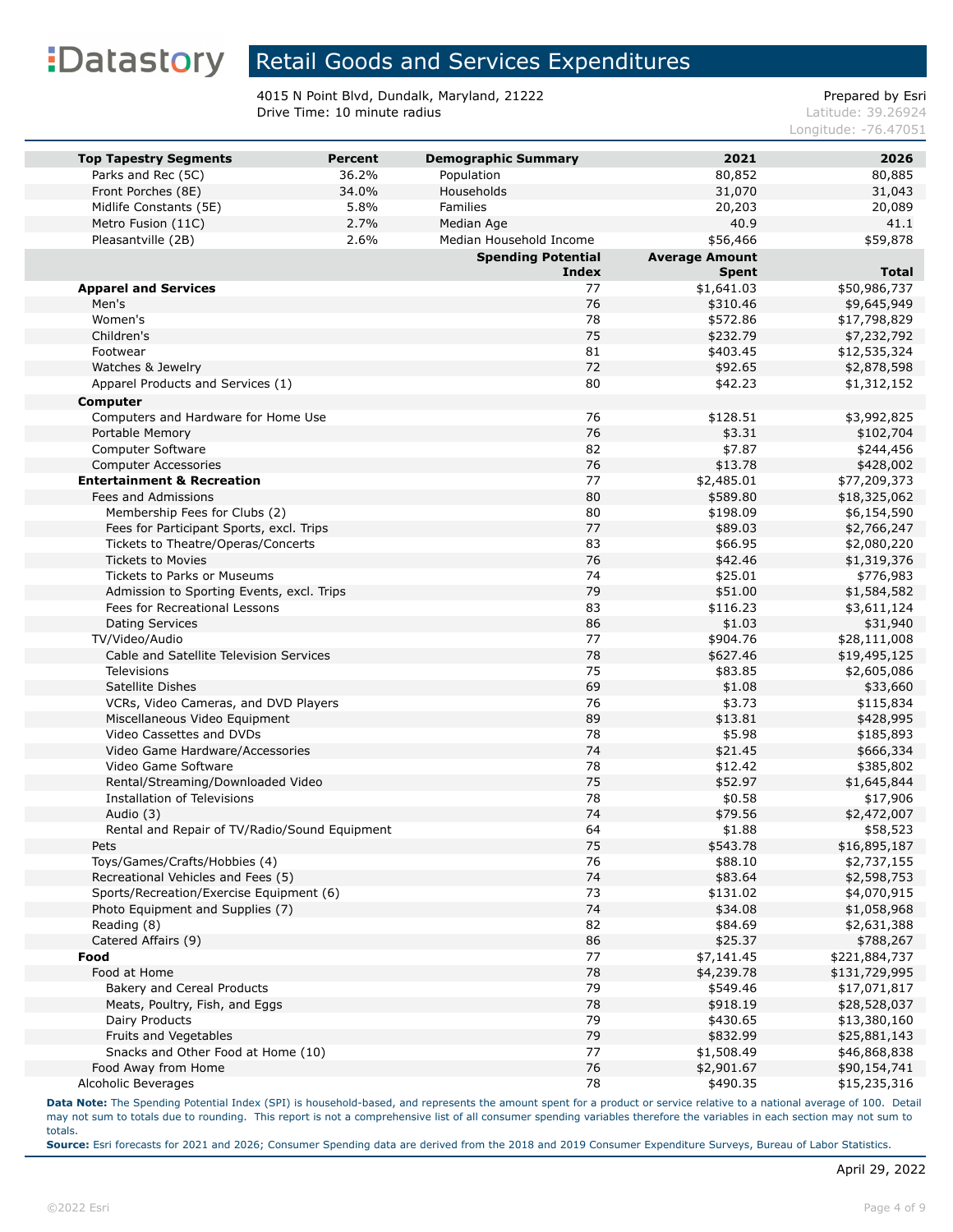# Retail Goods and Services Expenditures

4015 N Point Blvd, Dundalk, Maryland, 21222
Drive Time: 10 minute radius

Prepared by Esri
Latitude: 39.26924
Longitude: -76.47051

| Top Tapestry Segments | Percent | Demographic Summary | 2021 | 2026 |
|---|---|---|---|---|
| Parks and Rec (5C) | 36.2% | Population | 80,852 | 80,885 |
| Front Porches (8E) | 34.0% | Households | 31,070 | 31,043 |
| Midlife Constants (5E) | 5.8% | Families | 20,203 | 20,089 |
| Metro Fusion (11C) | 2.7% | Median Age | 40.9 | 41.1 |
| Pleasantville (2B) | 2.6% | Median Household Income | $56,466 | $59,878 |

| | Spending Potential Index | Average Amount Spent | Total |
|---|---|---|---|
| **Apparel and Services** | 77 | $1,641.03 | $50,986,737 |
| Men's | 76 | $310.46 | $9,645,949 |
| Women's | 78 | $572.86 | $17,798,829 |
| Children's | 75 | $232.79 | $7,232,792 |
| Footwear | 81 | $403.45 | $12,535,324 |
| Watches & Jewelry | 72 | $92.65 | $2,878,598 |
| Apparel Products and Services (1) | 80 | $42.23 | $1,312,152 |
| **Computer** | | | |
| Computers and Hardware for Home Use | 76 | $128.51 | $3,992,825 |
| Portable Memory | 76 | $3.31 | $102,704 |
| Computer Software | 82 | $7.87 | $244,456 |
| Computer Accessories | 76 | $13.78 | $428,002 |
| **Entertainment & Recreation** | 77 | $2,485.01 | $77,209,373 |
| Fees and Admissions | 80 | $589.80 | $18,325,062 |
| Membership Fees for Clubs (2) | 80 | $198.09 | $6,154,590 |
| Fees for Participant Sports, excl. Trips | 77 | $89.03 | $2,766,247 |
| Tickets to Theatre/Operas/Concerts | 83 | $66.95 | $2,080,220 |
| Tickets to Movies | 76 | $42.46 | $1,319,376 |
| Tickets to Parks or Museums | 74 | $25.01 | $776,983 |
| Admission to Sporting Events, excl. Trips | 79 | $51.00 | $1,584,582 |
| Fees for Recreational Lessons | 83 | $116.23 | $3,611,124 |
| Dating Services | 86 | $1.03 | $31,940 |
| TV/Video/Audio | 77 | $904.76 | $28,111,008 |
| Cable and Satellite Television Services | 78 | $627.46 | $19,495,125 |
| Televisions | 75 | $83.85 | $2,605,086 |
| Satellite Dishes | 69 | $1.08 | $33,660 |
| VCRs, Video Cameras, and DVD Players | 76 | $3.73 | $115,834 |
| Miscellaneous Video Equipment | 89 | $13.81 | $428,995 |
| Video Cassettes and DVDs | 78 | $5.98 | $185,893 |
| Video Game Hardware/Accessories | 74 | $21.45 | $666,334 |
| Video Game Software | 78 | $12.42 | $385,802 |
| Rental/Streaming/Downloaded Video | 75 | $52.97 | $1,645,844 |
| Installation of Televisions | 78 | $0.58 | $17,906 |
| Audio (3) | 74 | $79.56 | $2,472,007 |
| Rental and Repair of TV/Radio/Sound Equipment | 64 | $1.88 | $58,523 |
| Pets | 75 | $543.78 | $16,895,187 |
| Toys/Games/Crafts/Hobbies (4) | 76 | $88.10 | $2,737,155 |
| Recreational Vehicles and Fees (5) | 74 | $83.64 | $2,598,753 |
| Sports/Recreation/Exercise Equipment (6) | 73 | $131.02 | $4,070,915 |
| Photo Equipment and Supplies (7) | 74 | $34.08 | $1,058,968 |
| Reading (8) | 82 | $84.69 | $2,631,388 |
| Catered Affairs (9) | 86 | $25.37 | $788,267 |
| **Food** | 77 | $7,141.45 | $221,884,737 |
| Food at Home | 78 | $4,239.78 | $131,729,995 |
| Bakery and Cereal Products | 79 | $549.46 | $17,071,817 |
| Meats, Poultry, Fish, and Eggs | 78 | $918.19 | $28,528,037 |
| Dairy Products | 79 | $430.65 | $13,380,160 |
| Fruits and Vegetables | 79 | $832.99 | $25,881,143 |
| Snacks and Other Food at Home (10) | 77 | $1,508.49 | $46,868,838 |
| Food Away from Home | 76 | $2,901.67 | $90,154,741 |
| Alcoholic Beverages | 78 | $490.35 | $15,235,316 |

**Data Note:** The Spending Potential Index (SPI) is household-based, and represents the amount spent for a product or service relative to a national average of 100. Detail may not sum to totals due to rounding. This report is not a comprehensive list of all consumer spending variables therefore the variables in each section may not sum to totals.
**Source:** Esri forecasts for 2021 and 2026; Consumer Spending data are derived from the 2018 and 2019 Consumer Expenditure Surveys, Bureau of Labor Statistics.

April 29, 2022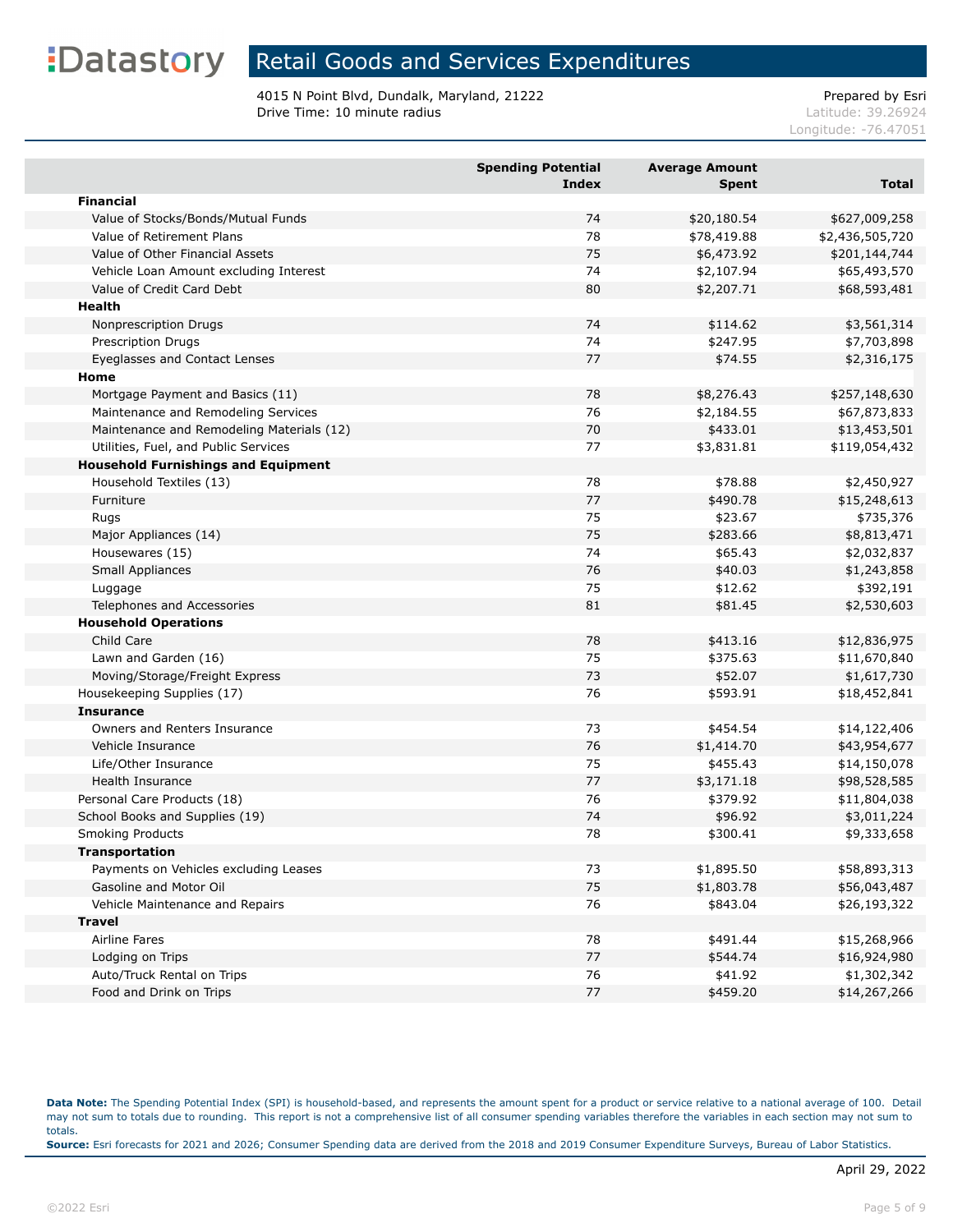# Retail Goods and Services Expenditures

4015 N Point Blvd, Dundalk, Maryland, 21222
Drive Time: 10 minute radius

Prepared by Esri
Latitude: 39.26924
Longitude: -76.47051

| | Spending Potential Index | Average Amount Spent | Total |
|---|---|---|---|
| **Financial** | | | |
| Value of Stocks/Bonds/Mutual Funds | 74 | $20,180.54 | $627,009,258 |
| Value of Retirement Plans | 78 | $78,419.88 | $2,436,505,720 |
| Value of Other Financial Assets | 75 | $6,473.92 | $201,144,744 |
| Vehicle Loan Amount excluding Interest | 74 | $2,107.94 | $65,493,570 |
| Value of Credit Card Debt | 80 | $2,207.71 | $68,593,481 |
| **Health** | | | |
| Nonprescription Drugs | 74 | $114.62 | $3,561,314 |
| Prescription Drugs | 74 | $247.95 | $7,703,898 |
| Eyeglasses and Contact Lenses | 77 | $74.55 | $2,316,175 |
| **Home** | | | |
| Mortgage Payment and Basics (11) | 78 | $8,276.43 | $257,148,630 |
| Maintenance and Remodeling Services | 76 | $2,184.55 | $67,873,833 |
| Maintenance and Remodeling Materials (12) | 70 | $433.01 | $13,453,501 |
| Utilities, Fuel, and Public Services | 77 | $3,831.81 | $119,054,432 |
| **Household Furnishings and Equipment** | | | |
| Household Textiles (13) | 78 | $78.88 | $2,450,927 |
| Furniture | 77 | $490.78 | $15,248,613 |
| Rugs | 75 | $23.67 | $735,376 |
| Major Appliances (14) | 75 | $283.66 | $8,813,471 |
| Housewares (15) | 74 | $65.43 | $2,032,837 |
| Small Appliances | 76 | $40.03 | $1,243,858 |
| Luggage | 75 | $12.62 | $392,191 |
| Telephones and Accessories | 81 | $81.45 | $2,530,603 |
| **Household Operations** | | | |
| Child Care | 78 | $413.16 | $12,836,975 |
| Lawn and Garden (16) | 75 | $375.63 | $11,670,840 |
| Moving/Storage/Freight Express | 73 | $52.07 | $1,617,730 |
| Housekeeping Supplies (17) | 76 | $593.91 | $18,452,841 |
| **Insurance** | | | |
| Owners and Renters Insurance | 73 | $454.54 | $14,122,406 |
| Vehicle Insurance | 76 | $1,414.70 | $43,954,677 |
| Life/Other Insurance | 75 | $455.43 | $14,150,078 |
| Health Insurance | 77 | $3,171.18 | $98,528,585 |
| Personal Care Products (18) | 76 | $379.92 | $11,804,038 |
| School Books and Supplies (19) | 74 | $96.92 | $3,011,224 |
| Smoking Products | 78 | $300.41 | $9,333,658 |
| **Transportation** | | | |
| Payments on Vehicles excluding Leases | 73 | $1,895.50 | $58,893,313 |
| Gasoline and Motor Oil | 75 | $1,803.78 | $56,043,487 |
| Vehicle Maintenance and Repairs | 76 | $843.04 | $26,193,322 |
| **Travel** | | | |
| Airline Fares | 78 | $491.44 | $15,268,966 |
| Lodging on Trips | 77 | $544.74 | $16,924,980 |
| Auto/Truck Rental on Trips | 76 | $41.92 | $1,302,342 |
| Food and Drink on Trips | 77 | $459.20 | $14,267,266 |

**Data Note:** The Spending Potential Index (SPI) is household-based, and represents the amount spent for a product or service relative to a national average of 100. Detail may not sum to totals due to rounding. This report is not a comprehensive list of all consumer spending variables therefore the variables in each section may not sum to totals.
**Source:** Esri forecasts for 2021 and 2026; Consumer Spending data are derived from the 2018 and 2019 Consumer Expenditure Surveys, Bureau of Labor Statistics.

April 29, 2022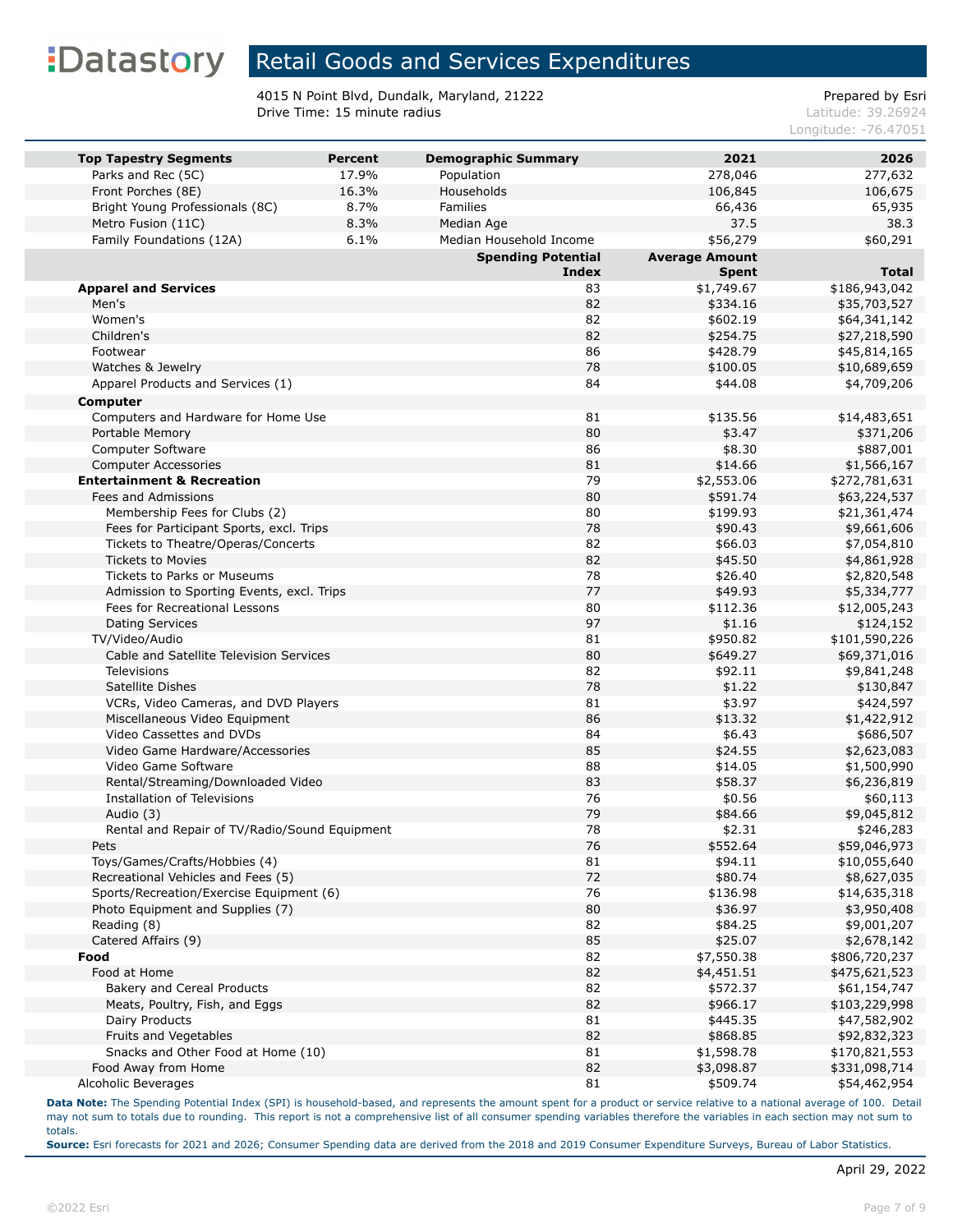Datastory

# Retail Goods and Services Expenditures

4015 N Point Blvd, Dundalk, Maryland, 21222
Drive Time: 15 minute radius

Prepared by Esri
Latitude: 39.26924
Longitude: -76.47051

| Top Tapestry Segments | Percent | Demographic Summary | 2021 | 2026 |
|---|---|---|---|---|
| Parks and Rec (5C) | 17.9% | Population | 278,046 | 277,632 |
| Front Porches (8E) | 16.3% | Households | 106,845 | 106,675 |
| Bright Young Professionals (8C) | 8.7% | Families | 66,436 | 65,935 |
| Metro Fusion (11C) | 8.3% | Median Age | 37.5 | 38.3 |
| Family Foundations (12A) | 6.1% | Median Household Income | $56,279 | $60,291 |

| | Spending Potential Index | Average Amount Spent | Total |
|---|---|---|---|
| **Apparel and Services** | 83 | $1,749.67 | $186,943,042 |
| Men's | 82 | $334.16 | $35,703,527 |
| Women's | 82 | $602.19 | $64,341,142 |
| Children's | 82 | $254.75 | $27,218,590 |
| Footwear | 86 | $428.79 | $45,814,165 |
| Watches & Jewelry | 78 | $100.05 | $10,689,659 |
| Apparel Products and Services (1) | 84 | $44.08 | $4,709,206 |
| **Computer** | | | |
| Computers and Hardware for Home Use | 81 | $135.56 | $14,483,651 |
| Portable Memory | 80 | $3.47 | $371,206 |
| Computer Software | 86 | $8.30 | $887,001 |
| Computer Accessories | 81 | $14.66 | $1,566,167 |
| **Entertainment & Recreation** | 79 | $2,553.06 | $272,781,631 |
| Fees and Admissions | 80 | $591.74 | $63,224,537 |
| Membership Fees for Clubs (2) | 80 | $199.93 | $21,361,474 |
| Fees for Participant Sports, excl. Trips | 78 | $90.43 | $9,661,606 |
| Tickets to Theatre/Operas/Concerts | 82 | $66.03 | $7,054,810 |
| Tickets to Movies | 82 | $45.50 | $4,861,928 |
| Tickets to Parks or Museums | 78 | $26.40 | $2,820,548 |
| Admission to Sporting Events, excl. Trips | 77 | $49.93 | $5,334,777 |
| Fees for Recreational Lessons | 80 | $112.36 | $12,005,243 |
| Dating Services | 97 | $1.16 | $124,152 |
| TV/Video/Audio | 81 | $950.82 | $101,590,226 |
| Cable and Satellite Television Services | 80 | $649.27 | $69,371,016 |
| Televisions | 82 | $92.11 | $9,841,248 |
| Satellite Dishes | 78 | $1.22 | $130,847 |
| VCRs, Video Cameras, and DVD Players | 81 | $3.97 | $424,597 |
| Miscellaneous Video Equipment | 86 | $13.32 | $1,422,912 |
| Video Cassettes and DVDs | 84 | $6.43 | $686,507 |
| Video Game Hardware/Accessories | 85 | $24.55 | $2,623,083 |
| Video Game Software | 88 | $14.05 | $1,500,990 |
| Rental/Streaming/Downloaded Video | 83 | $58.37 | $6,236,819 |
| Installation of Televisions | 76 | $0.56 | $60,113 |
| Audio (3) | 79 | $84.66 | $9,045,812 |
| Rental and Repair of TV/Radio/Sound Equipment | 78 | $2.31 | $246,283 |
| Pets | 76 | $552.64 | $59,046,973 |
| Toys/Games/Crafts/Hobbies (4) | 81 | $94.11 | $10,055,640 |
| Recreational Vehicles and Fees (5) | 72 | $80.74 | $8,627,035 |
| Sports/Recreation/Exercise Equipment (6) | 76 | $136.98 | $14,635,318 |
| Photo Equipment and Supplies (7) | 80 | $36.97 | $3,950,408 |
| Reading (8) | 82 | $84.25 | $9,001,207 |
| Catered Affairs (9) | 85 | $25.07 | $2,678,142 |
| **Food** | 82 | $7,550.38 | $806,720,237 |
| Food at Home | 82 | $4,451.51 | $475,621,523 |
| Bakery and Cereal Products | 82 | $572.37 | $61,154,747 |
| Meats, Poultry, Fish, and Eggs | 82 | $966.17 | $103,229,998 |
| Dairy Products | 81 | $445.35 | $47,582,902 |
| Fruits and Vegetables | 82 | $868.85 | $92,832,323 |
| Snacks and Other Food at Home (10) | 81 | $1,598.78 | $170,821,553 |
| Food Away from Home | 82 | $3,098.87 | $331,098,714 |
| Alcoholic Beverages | 81 | $509.74 | $54,462,954 |

**Data Note:** The Spending Potential Index (SPI) is household-based, and represents the amount spent for a product or service relative to a national average of 100. Detail may not sum to totals due to rounding. This report is not a comprehensive list of all consumer spending variables therefore the variables in each section may not sum to totals.

**Source:** Esri forecasts for 2021 and 2026; Consumer Spending data are derived from the 2018 and 2019 Consumer Expenditure Surveys, Bureau of Labor Statistics.

April 29, 2022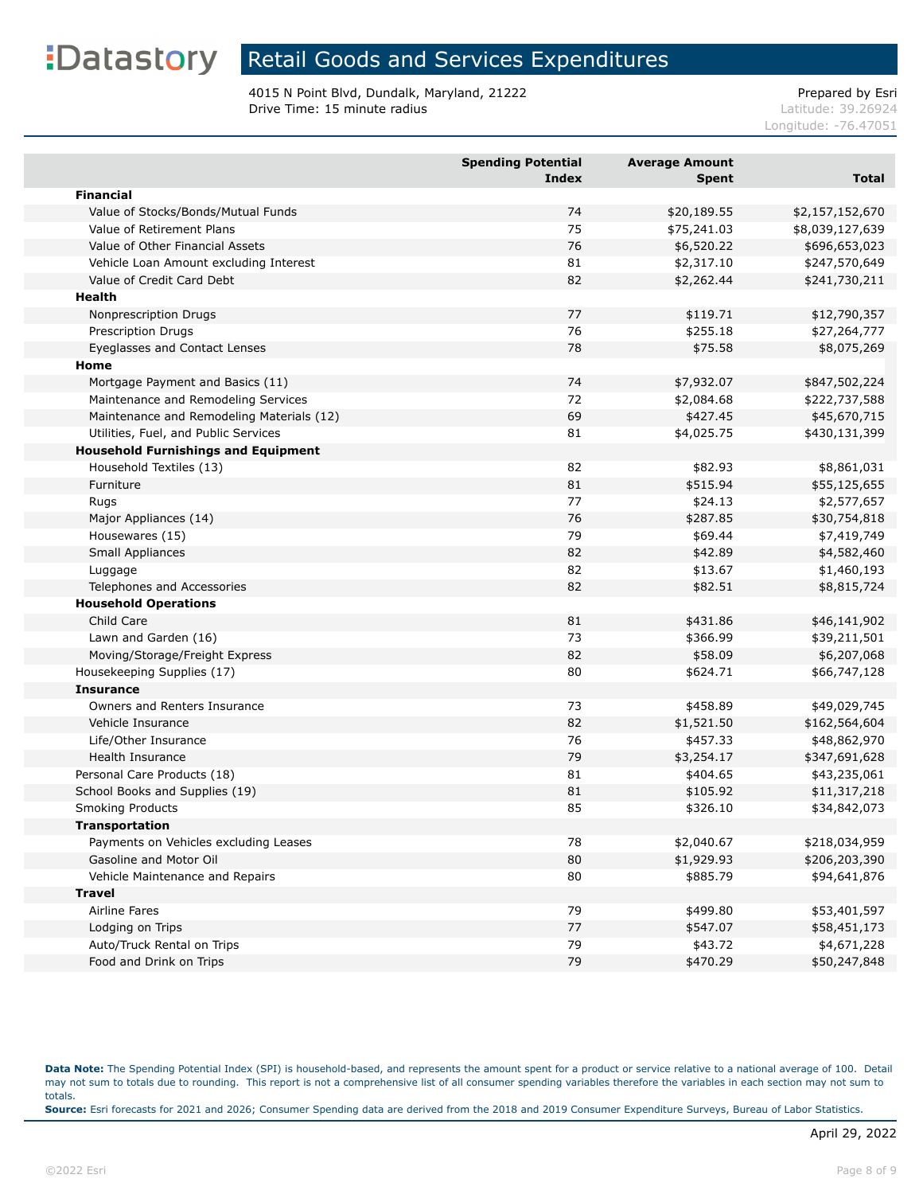# Retail Goods and Services Expenditures

4015 N Point Blvd, Dundalk, Maryland, 21222
Drive Time: 15 minute radius

Prepared by Esri
Latitude: 39.26924
Longitude: -76.47051

| | Spending Potential Index | Average Amount Spent | Total |
|---|---|---|---|
| **Financial** | | | |
| Value of Stocks/Bonds/Mutual Funds | 74 | $20,189.55 | $2,157,152,670 |
| Value of Retirement Plans | 75 | $75,241.03 | $8,039,127,639 |
| Value of Other Financial Assets | 76 | $6,520.22 | $696,653,023 |
| Vehicle Loan Amount excluding Interest | 81 | $2,317.10 | $247,570,649 |
| Value of Credit Card Debt | 82 | $2,262.44 | $241,730,211 |
| **Health** | | | |
| Nonprescription Drugs | 77 | $119.71 | $12,790,357 |
| Prescription Drugs | 76 | $255.18 | $27,264,777 |
| Eyeglasses and Contact Lenses | 78 | $75.58 | $8,075,269 |
| **Home** | | | |
| Mortgage Payment and Basics (11) | 74 | $7,932.07 | $847,502,224 |
| Maintenance and Remodeling Services | 72 | $2,084.68 | $222,737,588 |
| Maintenance and Remodeling Materials (12) | 69 | $427.45 | $45,670,715 |
| Utilities, Fuel, and Public Services | 81 | $4,025.75 | $430,131,399 |
| **Household Furnishings and Equipment** | | | |
| Household Textiles (13) | 82 | $82.93 | $8,861,031 |
| Furniture | 81 | $515.94 | $55,125,655 |
| Rugs | 77 | $24.13 | $2,577,657 |
| Major Appliances (14) | 76 | $287.85 | $30,754,818 |
| Housewares (15) | 79 | $69.44 | $7,419,749 |
| Small Appliances | 82 | $42.89 | $4,582,460 |
| Luggage | 82 | $13.67 | $1,460,193 |
| Telephones and Accessories | 82 | $82.51 | $8,815,724 |
| **Household Operations** | | | |
| Child Care | 81 | $431.86 | $46,141,902 |
| Lawn and Garden (16) | 73 | $366.99 | $39,211,501 |
| Moving/Storage/Freight Express | 82 | $58.09 | $6,207,068 |
| Housekeeping Supplies (17) | 80 | $624.71 | $66,747,128 |
| **Insurance** | | | |
| Owners and Renters Insurance | 73 | $458.89 | $49,029,745 |
| Vehicle Insurance | 82 | $1,521.50 | $162,564,604 |
| Life/Other Insurance | 76 | $457.33 | $48,862,970 |
| Health Insurance | 79 | $3,254.17 | $347,691,628 |
| Personal Care Products (18) | 81 | $404.65 | $43,235,061 |
| School Books and Supplies (19) | 81 | $105.92 | $11,317,218 |
| Smoking Products | 85 | $326.10 | $34,842,073 |
| **Transportation** | | | |
| Payments on Vehicles excluding Leases | 78 | $2,040.67 | $218,034,959 |
| Gasoline and Motor Oil | 80 | $1,929.93 | $206,203,390 |
| Vehicle Maintenance and Repairs | 80 | $885.79 | $94,641,876 |
| **Travel** | | | |
| Airline Fares | 79 | $499.80 | $53,401,597 |
| Lodging on Trips | 77 | $547.07 | $58,451,173 |
| Auto/Truck Rental on Trips | 79 | $43.72 | $4,671,228 |
| Food and Drink on Trips | 79 | $470.29 | $50,247,848 |

**Data Note:** The Spending Potential Index (SPI) is household-based, and represents the amount spent for a product or service relative to a national average of 100. Detail may not sum to totals due to rounding. This report is not a comprehensive list of all consumer spending variables therefore the variables in each section may not sum to totals.
**Source:** Esri forecasts for 2021 and 2026; Consumer Spending data are derived from the 2018 and 2019 Consumer Expenditure Surveys, Bureau of Labor Statistics.

April 29, 2022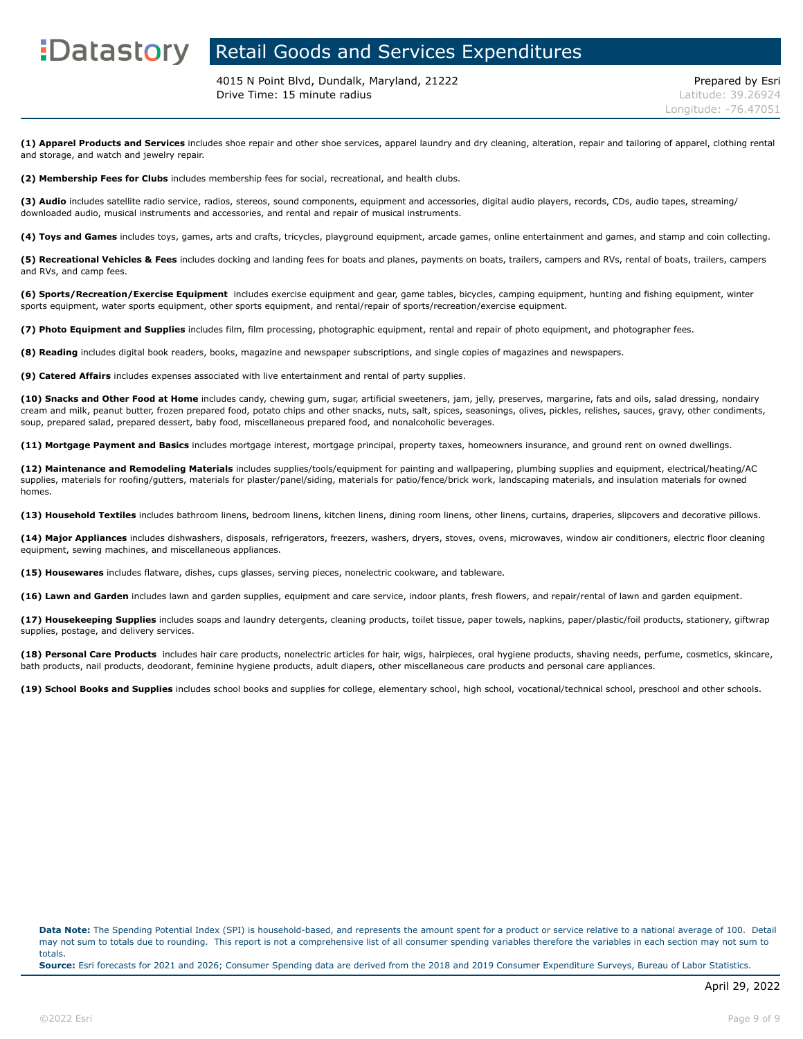# Retail Goods and Services Expenditures

4015 N Point Blvd, Dundalk, Maryland, 21222
Drive Time: 15 minute radius

Prepared by Esri
Latitude: 39.26924
Longitude: -76.47051

**(1) Apparel Products and Services** includes shoe repair and other shoe services, apparel laundry and dry cleaning, alteration, repair and tailoring of apparel, clothing rental and storage, and watch and jewelry repair.

**(2) Membership Fees for Clubs** includes membership fees for social, recreational, and health clubs.

**(3) Audio** includes satellite radio service, radios, stereos, sound components, equipment and accessories, digital audio players, records, CDs, audio tapes, streaming/downloaded audio, musical instruments and accessories, and rental and repair of musical instruments.

**(4) Toys and Games** includes toys, games, arts and crafts, tricycles, playground equipment, arcade games, online entertainment and games, and stamp and coin collecting.

**(5) Recreational Vehicles & Fees** includes docking and landing fees for boats and planes, payments on boats, trailers, campers and RVs, rental of boats, trailers, campers and RVs, and camp fees.

**(6) Sports/Recreation/Exercise Equipment** includes exercise equipment and gear, game tables, bicycles, camping equipment, hunting and fishing equipment, winter sports equipment, water sports equipment, other sports equipment, and rental/repair of sports/recreation/exercise equipment.

**(7) Photo Equipment and Supplies** includes film, film processing, photographic equipment, rental and repair of photo equipment, and photographer fees.

**(8) Reading** includes digital book readers, books, magazine and newspaper subscriptions, and single copies of magazines and newspapers.

**(9) Catered Affairs** includes expenses associated with live entertainment and rental of party supplies.

**(10) Snacks and Other Food at Home** includes candy, chewing gum, sugar, artificial sweeteners, jam, jelly, preserves, margarine, fats and oils, salad dressing, nondairy cream and milk, peanut butter, frozen prepared food, potato chips and other snacks, nuts, salt, spices, seasonings, olives, pickles, relishes, sauces, gravy, other condiments, soup, prepared salad, prepared dessert, baby food, miscellaneous prepared food, and nonalcoholic beverages.

**(11) Mortgage Payment and Basics** includes mortgage interest, mortgage principal, property taxes, homeowners insurance, and ground rent on owned dwellings.

**(12) Maintenance and Remodeling Materials** includes supplies/tools/equipment for painting and wallpapering, plumbing supplies and equipment, electrical/heating/AC supplies, materials for roofing/gutters, materials for plaster/panel/siding, materials for patio/fence/brick work, landscaping materials, and insulation materials for owned homes.

**(13) Household Textiles** includes bathroom linens, bedroom linens, kitchen linens, dining room linens, other linens, curtains, draperies, slipcovers and decorative pillows.

**(14) Major Appliances** includes dishwashers, disposals, refrigerators, freezers, washers, dryers, stoves, ovens, microwaves, window air conditioners, electric floor cleaning equipment, sewing machines, and miscellaneous appliances.

**(15) Housewares** includes flatware, dishes, cups glasses, serving pieces, nonelectric cookware, and tableware.

**(16) Lawn and Garden** includes lawn and garden supplies, equipment and care service, indoor plants, fresh flowers, and repair/rental of lawn and garden equipment.

**(17) Housekeeping Supplies** includes soaps and laundry detergents, cleaning products, toilet tissue, paper towels, napkins, paper/plastic/foil products, stationery, giftwrap supplies, postage, and delivery services.

**(18) Personal Care Products** includes hair care products, nonelectric articles for hair, wigs, hairpieces, oral hygiene products, shaving needs, perfume, cosmetics, skincare, bath products, nail products, deodorant, feminine hygiene products, adult diapers, other miscellaneous care products and personal care appliances.

**(19) School Books and Supplies** includes school books and supplies for college, elementary school, high school, vocational/technical school, preschool and other schools.

**Data Note:** The Spending Potential Index (SPI) is household-based, and represents the amount spent for a product or service relative to a national average of 100. Detail may not sum to totals due to rounding. This report is not a comprehensive list of all consumer spending variables therefore the variables in each section may not sum to totals.
**Source:** Esri forecasts for 2021 and 2026; Consumer Spending data are derived from the 2018 and 2019 Consumer Expenditure Surveys, Bureau of Labor Statistics.

April 29, 2022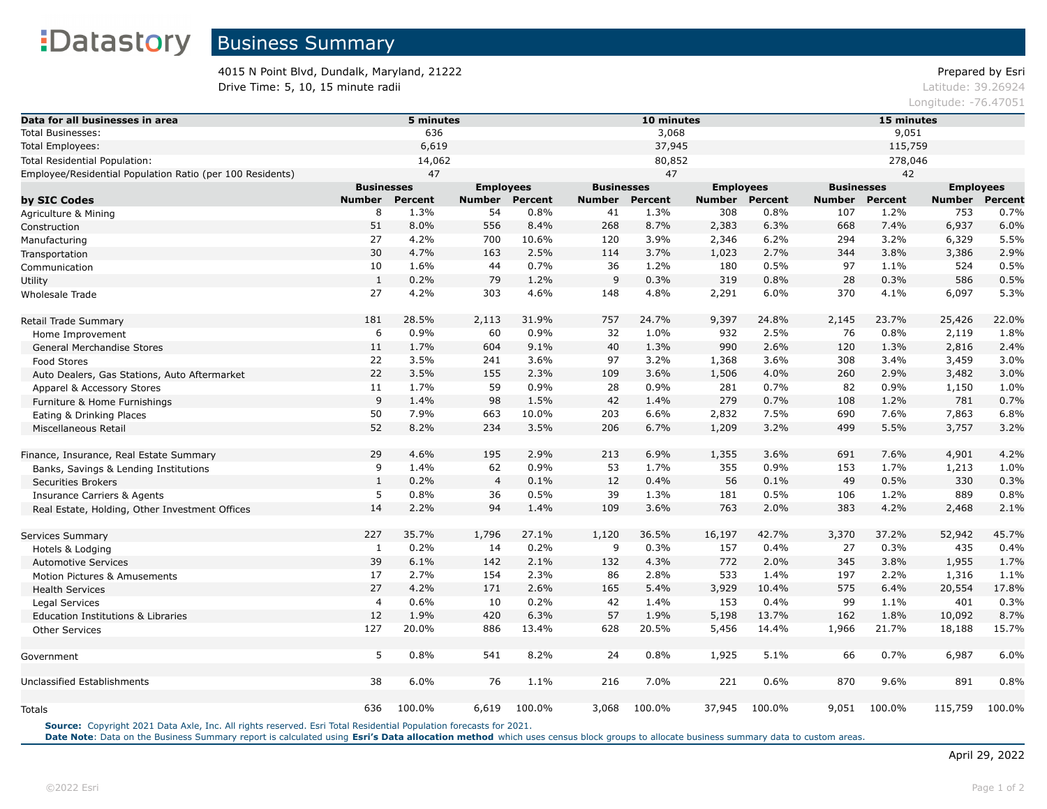# Business Summary

4015 N Point Blvd, Dundalk, Maryland, 21222
Drive Time: 5, 10, 15 minute radii

Prepared by Esri
Latitude: 39.26924
Longitude: -76.47051

| Data for all businesses in area | 5 minutes | | | | 10 minutes | | | | 15 minutes | | | |
|---|---|---|---|---|---|---|---|---|---|---|---|---|
| Total Businesses: | 636 | | | | 3,068 | | | | 9,051 | | | |
| Total Employees: | 6,619 | | | | 37,945 | | | | 115,759 | | | |
| Total Residential Population: | 14,062 | | | | 80,852 | | | | 278,046 | | | |
| Employee/Residential Population Ratio (per 100 Residents) | 47 | | | | 47 | | | | 42 | | | |
| | Businesses | | Employees | | Businesses | | Employees | | Businesses | | Employees | |
| by SIC Codes | Number | Percent | Number | Percent | Number | Percent | Number | Percent | Number | Percent | Number | Percent |
| Agriculture & Mining | 8 | 1.3% | 54 | 0.8% | 41 | 1.3% | 308 | 0.8% | 107 | 1.2% | 753 | 0.7% |
| Construction | 51 | 8.0% | 556 | 8.4% | 268 | 8.7% | 2,383 | 6.3% | 668 | 7.4% | 6,937 | 6.0% |
| Manufacturing | 27 | 4.2% | 700 | 10.6% | 120 | 3.9% | 2,346 | 6.2% | 294 | 3.2% | 6,329 | 5.5% |
| Transportation | 30 | 4.7% | 163 | 2.5% | 114 | 3.7% | 1,023 | 2.7% | 344 | 3.8% | 3,386 | 2.9% |
| Communication | 10 | 1.6% | 44 | 0.7% | 36 | 1.2% | 180 | 0.5% | 97 | 1.1% | 524 | 0.5% |
| Utility | 1 | 0.2% | 79 | 1.2% | 9 | 0.3% | 319 | 0.8% | 28 | 0.3% | 586 | 0.5% |
| Wholesale Trade | 27 | 4.2% | 303 | 4.6% | 148 | 4.8% | 2,291 | 6.0% | 370 | 4.1% | 6,097 | 5.3% |
| | | | | | | | | | | | | |
| Retail Trade Summary | 181 | 28.5% | 2,113 | 31.9% | 757 | 24.7% | 9,397 | 24.8% | 2,145 | 23.7% | 25,426 | 22.0% |
| Home Improvement | 6 | 0.9% | 60 | 0.9% | 32 | 1.0% | 932 | 2.5% | 76 | 0.8% | 2,119 | 1.8% |
| General Merchandise Stores | 11 | 1.7% | 604 | 9.1% | 40 | 1.3% | 990 | 2.6% | 120 | 1.3% | 2,816 | 2.4% |
| Food Stores | 22 | 3.5% | 241 | 3.6% | 97 | 3.2% | 1,368 | 3.6% | 308 | 3.4% | 3,459 | 3.0% |
| Auto Dealers, Gas Stations, Auto Aftermarket | 22 | 3.5% | 155 | 2.3% | 109 | 3.6% | 1,506 | 4.0% | 260 | 2.9% | 3,482 | 3.0% |
| Apparel & Accessory Stores | 11 | 1.7% | 59 | 0.9% | 28 | 0.9% | 281 | 0.7% | 82 | 0.9% | 1,150 | 1.0% |
| Furniture & Home Furnishings | 9 | 1.4% | 98 | 1.5% | 42 | 1.4% | 279 | 0.7% | 108 | 1.2% | 781 | 0.7% |
| Eating & Drinking Places | 50 | 7.9% | 663 | 10.0% | 203 | 6.6% | 2,832 | 7.5% | 690 | 7.6% | 7,863 | 6.8% |
| Miscellaneous Retail | 52 | 8.2% | 234 | 3.5% | 206 | 6.7% | 1,209 | 3.2% | 499 | 5.5% | 3,757 | 3.2% |
| | | | | | | | | | | | | |
| Finance, Insurance, Real Estate Summary | 29 | 4.6% | 195 | 2.9% | 213 | 6.9% | 1,355 | 3.6% | 691 | 7.6% | 4,901 | 4.2% |
| Banks, Savings & Lending Institutions | 9 | 1.4% | 62 | 0.9% | 53 | 1.7% | 355 | 0.9% | 153 | 1.7% | 1,213 | 1.0% |
| Securities Brokers | 1 | 0.2% | 4 | 0.1% | 12 | 0.4% | 56 | 0.1% | 49 | 0.5% | 330 | 0.3% |
| Insurance Carriers & Agents | 5 | 0.8% | 36 | 0.5% | 39 | 1.3% | 181 | 0.5% | 106 | 1.2% | 889 | 0.8% |
| Real Estate, Holding, Other Investment Offices | 14 | 2.2% | 94 | 1.4% | 109 | 3.6% | 763 | 2.0% | 383 | 4.2% | 2,468 | 2.1% |
| | | | | | | | | | | | | |
| Services Summary | 227 | 35.7% | 1,796 | 27.1% | 1,120 | 36.5% | 16,197 | 42.7% | 3,370 | 37.2% | 52,942 | 45.7% |
| Hotels & Lodging | 1 | 0.2% | 14 | 0.2% | 9 | 0.3% | 157 | 0.4% | 27 | 0.3% | 435 | 0.4% |
| Automotive Services | 39 | 6.1% | 142 | 2.1% | 132 | 4.3% | 772 | 2.0% | 345 | 3.8% | 1,955 | 1.7% |
| Motion Pictures & Amusements | 17 | 2.7% | 154 | 2.3% | 86 | 2.8% | 533 | 1.4% | 197 | 2.2% | 1,316 | 1.1% |
| Health Services | 27 | 4.2% | 171 | 2.6% | 165 | 5.4% | 3,929 | 10.4% | 575 | 6.4% | 20,554 | 17.8% |
| Legal Services | 4 | 0.6% | 10 | 0.2% | 42 | 1.4% | 153 | 0.4% | 99 | 1.1% | 401 | 0.3% |
| Education Institutions & Libraries | 12 | 1.9% | 420 | 6.3% | 57 | 1.9% | 5,198 | 13.7% | 162 | 1.8% | 10,092 | 8.7% |
| Other Services | 127 | 20.0% | 886 | 13.4% | 628 | 20.5% | 5,456 | 14.4% | 1,966 | 21.7% | 18,188 | 15.7% |
| | | | | | | | | | | | | |
| Government | 5 | 0.8% | 541 | 8.2% | 24 | 0.8% | 1,925 | 5.1% | 66 | 0.7% | 6,987 | 6.0% |
| | | | | | | | | | | | | |
| Unclassified Establishments | 38 | 6.0% | 76 | 1.1% | 216 | 7.0% | 221 | 0.6% | 870 | 9.6% | 891 | 0.8% |
| | | | | | | | | | | | | |
| Totals | 636 | 100.0% | 6,619 | 100.0% | 3,068 | 100.0% | 37,945 | 100.0% | 9,051 | 100.0% | 115,759 | 100.0% |

**Source:** Copyright 2021 Data Axle, Inc. All rights reserved. Esri Total Residential Population forecasts for 2021.
**Date Note**: Data on the Business Summary report is calculated using **Esri's Data allocation method** which uses census block groups to allocate business summary data to custom areas.

April 29, 2022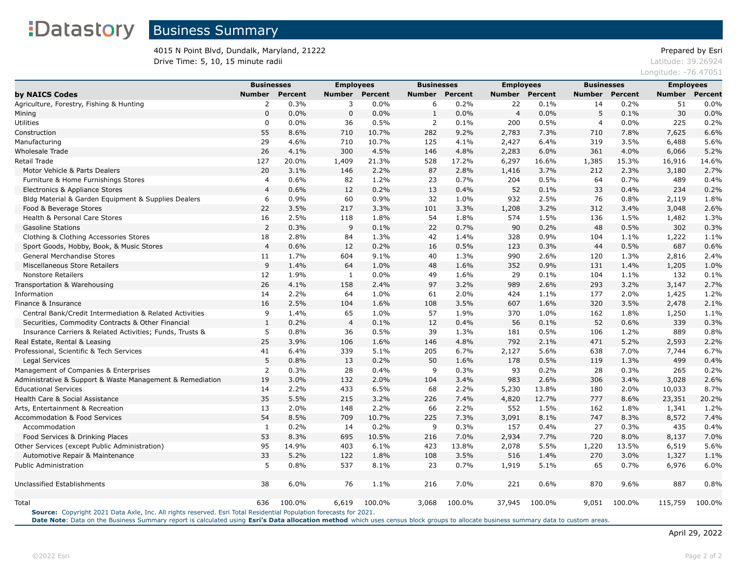# Business Summary

4015 N Point Blvd, Dundalk, Maryland, 21222
Drive Time: 5, 10, 15 minute radii

Prepared by Esri
Latitude: 39.26924
Longitude: -76.47051

| | Businesses | | Employees | | Businesses | | Employees | | Businesses | | Employees | |
|---|---|---|---|---|---|---|---|---|---|---|---|---|
| **by NAICS Codes** | **Number** | **Percent** | **Number** | **Percent** | **Number** | **Percent** | **Number** | **Percent** | **Number** | **Percent** | **Number** | **Percent** |
| Agriculture, Forestry, Fishing & Hunting | 2 | 0.3% | 3 | 0.0% | 6 | 0.2% | 22 | 0.1% | 14 | 0.2% | 51 | 0.0% |
| Mining | 0 | 0.0% | 0 | 0.0% | 1 | 0.0% | 4 | 0.0% | 5 | 0.1% | 30 | 0.0% |
| Utilities | 0 | 0.0% | 36 | 0.5% | 2 | 0.1% | 200 | 0.5% | 4 | 0.0% | 225 | 0.2% |
| Construction | 55 | 8.6% | 710 | 10.7% | 282 | 9.2% | 2,783 | 7.3% | 710 | 7.8% | 7,625 | 6.6% |
| Manufacturing | 29 | 4.6% | 710 | 10.7% | 125 | 4.1% | 2,427 | 6.4% | 319 | 3.5% | 6,488 | 5.6% |
| Wholesale Trade | 26 | 4.1% | 300 | 4.5% | 146 | 4.8% | 2,283 | 6.0% | 361 | 4.0% | 6,066 | 5.2% |
| Retail Trade | 127 | 20.0% | 1,409 | 21.3% | 528 | 17.2% | 6,297 | 16.6% | 1,385 | 15.3% | 16,916 | 14.6% |
| Motor Vehicle & Parts Dealers | 20 | 3.1% | 146 | 2.2% | 87 | 2.8% | 1,416 | 3.7% | 212 | 2.3% | 3,180 | 2.7% |
| Furniture & Home Furnishings Stores | 4 | 0.6% | 82 | 1.2% | 23 | 0.7% | 204 | 0.5% | 64 | 0.7% | 489 | 0.4% |
| Electronics & Appliance Stores | 4 | 0.6% | 12 | 0.2% | 13 | 0.4% | 52 | 0.1% | 33 | 0.4% | 234 | 0.2% |
| Bldg Material & Garden Equipment & Supplies Dealers | 6 | 0.9% | 60 | 0.9% | 32 | 1.0% | 932 | 2.5% | 76 | 0.8% | 2,119 | 1.8% |
| Food & Beverage Stores | 22 | 3.5% | 217 | 3.3% | 101 | 3.3% | 1,208 | 3.2% | 312 | 3.4% | 3,048 | 2.6% |
| Health & Personal Care Stores | 16 | 2.5% | 118 | 1.8% | 54 | 1.8% | 574 | 1.5% | 136 | 1.5% | 1,482 | 1.3% |
| Gasoline Stations | 2 | 0.3% | 9 | 0.1% | 22 | 0.7% | 90 | 0.2% | 48 | 0.5% | 302 | 0.3% |
| Clothing & Clothing Accessories Stores | 18 | 2.8% | 84 | 1.3% | 42 | 1.4% | 328 | 0.9% | 104 | 1.1% | 1,222 | 1.1% |
| Sport Goods, Hobby, Book, & Music Stores | 4 | 0.6% | 12 | 0.2% | 16 | 0.5% | 123 | 0.3% | 44 | 0.5% | 687 | 0.6% |
| General Merchandise Stores | 11 | 1.7% | 604 | 9.1% | 40 | 1.3% | 990 | 2.6% | 120 | 1.3% | 2,816 | 2.4% |
| Miscellaneous Store Retailers | 9 | 1.4% | 64 | 1.0% | 48 | 1.6% | 352 | 0.9% | 131 | 1.4% | 1,205 | 1.0% |
| Nonstore Retailers | 12 | 1.9% | 1 | 0.0% | 49 | 1.6% | 29 | 0.1% | 104 | 1.1% | 132 | 0.1% |
| Transportation & Warehousing | 26 | 4.1% | 158 | 2.4% | 97 | 3.2% | 989 | 2.6% | 293 | 3.2% | 3,147 | 2.7% |
| Information | 14 | 2.2% | 64 | 1.0% | 61 | 2.0% | 424 | 1.1% | 177 | 2.0% | 1,425 | 1.2% |
| Finance & Insurance | 16 | 2.5% | 104 | 1.6% | 108 | 3.5% | 607 | 1.6% | 320 | 3.5% | 2,478 | 2.1% |
| Central Bank/Credit Intermediation & Related Activities | 9 | 1.4% | 65 | 1.0% | 57 | 1.9% | 370 | 1.0% | 162 | 1.8% | 1,250 | 1.1% |
| Securities, Commodity Contracts & Other Financial | 1 | 0.2% | 4 | 0.1% | 12 | 0.4% | 56 | 0.1% | 52 | 0.6% | 339 | 0.3% |
| Insurance Carriers & Related Activities; Funds, Trusts & | 5 | 0.8% | 36 | 0.5% | 39 | 1.3% | 181 | 0.5% | 106 | 1.2% | 889 | 0.8% |
| Real Estate, Rental & Leasing | 25 | 3.9% | 106 | 1.6% | 146 | 4.8% | 792 | 2.1% | 471 | 5.2% | 2,593 | 2.2% |
| Professional, Scientific & Tech Services | 41 | 6.4% | 339 | 5.1% | 205 | 6.7% | 2,127 | 5.6% | 638 | 7.0% | 7,744 | 6.7% |
| Legal Services | 5 | 0.8% | 13 | 0.2% | 50 | 1.6% | 178 | 0.5% | 119 | 1.3% | 499 | 0.4% |
| Management of Companies & Enterprises | 2 | 0.3% | 28 | 0.4% | 9 | 0.3% | 93 | 0.2% | 28 | 0.3% | 265 | 0.2% |
| Administrative & Support & Waste Management & Remediation | 19 | 3.0% | 132 | 2.0% | 104 | 3.4% | 983 | 2.6% | 306 | 3.4% | 3,028 | 2.6% |
| Educational Services | 14 | 2.2% | 433 | 6.5% | 68 | 2.2% | 5,230 | 13.8% | 180 | 2.0% | 10,033 | 8.7% |
| Health Care & Social Assistance | 35 | 5.5% | 215 | 3.2% | 226 | 7.4% | 4,820 | 12.7% | 777 | 8.6% | 23,351 | 20.2% |
| Arts, Entertainment & Recreation | 13 | 2.0% | 148 | 2.2% | 66 | 2.2% | 552 | 1.5% | 162 | 1.8% | 1,341 | 1.2% |
| Accommodation & Food Services | 54 | 8.5% | 709 | 10.7% | 225 | 7.3% | 3,091 | 8.1% | 747 | 8.3% | 8,572 | 7.4% |
| Accommodation | 1 | 0.2% | 14 | 0.2% | 9 | 0.3% | 157 | 0.4% | 27 | 0.3% | 435 | 0.4% |
| Food Services & Drinking Places | 53 | 8.3% | 695 | 10.5% | 216 | 7.0% | 2,934 | 7.7% | 720 | 8.0% | 8,137 | 7.0% |
| Other Services (except Public Administration) | 95 | 14.9% | 403 | 6.1% | 423 | 13.8% | 2,078 | 5.5% | 1,220 | 13.5% | 6,519 | 5.6% |
| Automotive Repair & Maintenance | 33 | 5.2% | 122 | 1.8% | 108 | 3.5% | 516 | 1.4% | 270 | 3.0% | 1,327 | 1.1% |
| Public Administration | 5 | 0.8% | 537 | 8.1% | 23 | 0.7% | 1,919 | 5.1% | 65 | 0.7% | 6,976 | 6.0% |
| Unclassified Establishments | 38 | 6.0% | 76 | 1.1% | 216 | 7.0% | 221 | 0.6% | 870 | 9.6% | 887 | 0.8% |
| Total | 636 | 100.0% | 6,619 | 100.0% | 3,068 | 100.0% | 37,945 | 100.0% | 9,051 | 100.0% | 115,759 | 100.0% |

**Source:** Copyright 2021 Data Axle, Inc. All rights reserved. Esri Total Residential Population forecasts for 2021.

**Date Note**: Data on the Business Summary report is calculated using **Esri's Data allocation method** which uses census block groups to allocate business summary data to custom areas.

April 29, 2022